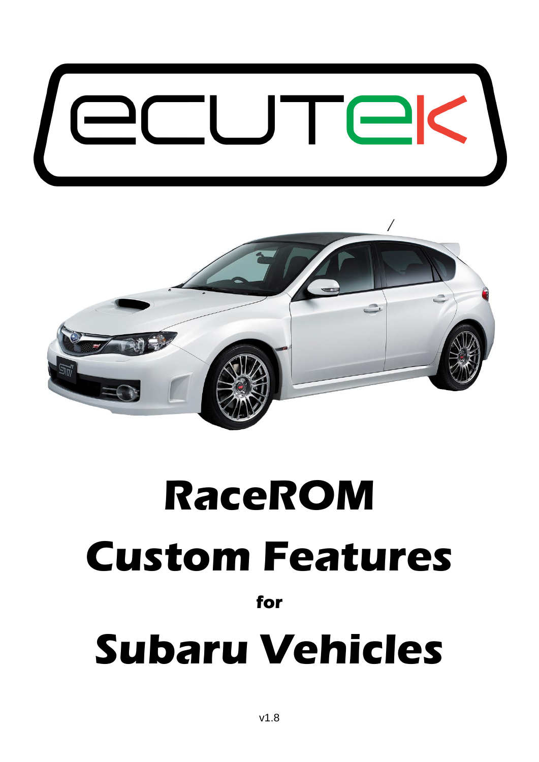# RaceROM

# Custom Features

**for**

# Subaru Vehicles

v1.8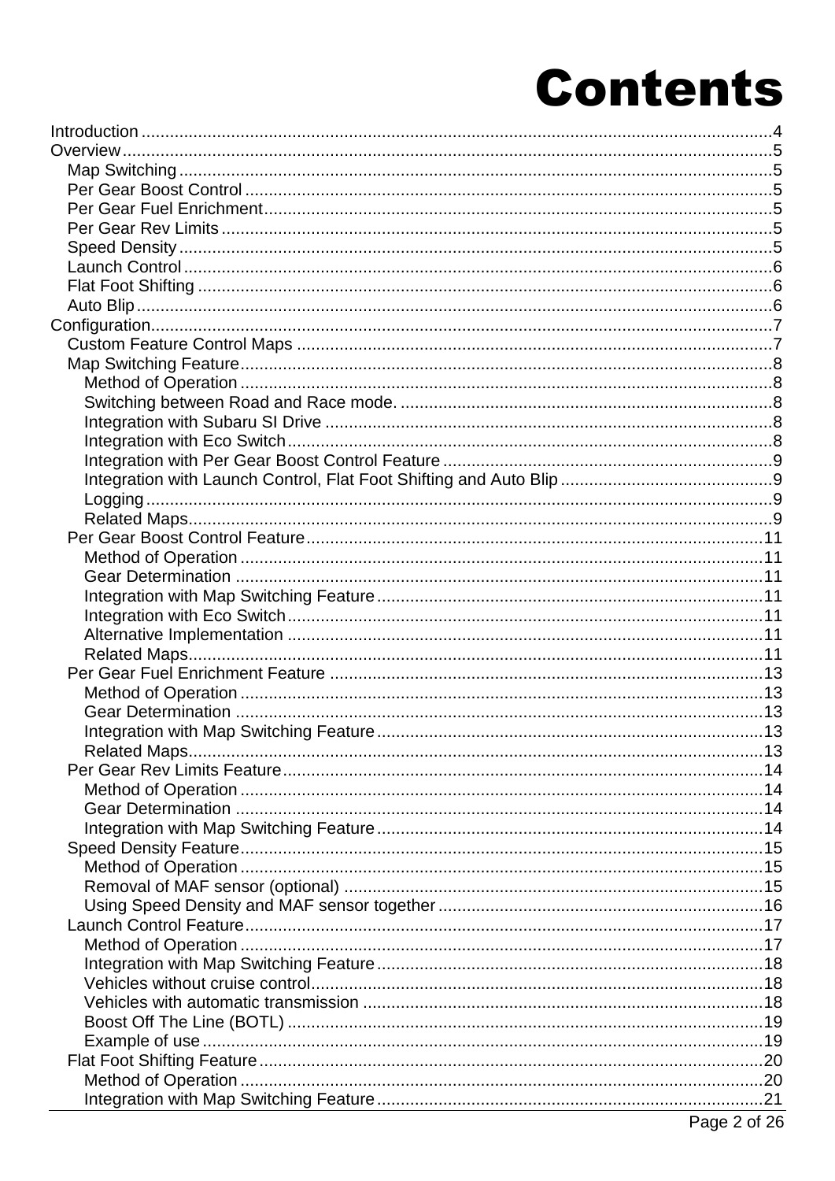# Contents

- Introduction ..... 4
- Overview ..... 5
  - Map Switching ..... 5
  - Per Gear Boost Control ..... 5
  - Per Gear Fuel Enrichment ..... 5
  - Per Gear Rev Limits ..... 5
  - Speed Density ..... 5
  - Launch Control ..... 6
  - Flat Foot Shifting ..... 6
  - Auto Blip ..... 6
- Configuration ..... 7
  - Custom Feature Control Maps ..... 7
  - Map Switching Feature ..... 8
    - Method of Operation ..... 8
    - Switching between Road and Race mode. ..... 8
    - Integration with Subaru SI Drive ..... 8
    - Integration with Eco Switch ..... 8
    - Integration with Per Gear Boost Control Feature ..... 9
    - Integration with Launch Control, Flat Foot Shifting and Auto Blip ..... 9
    - Logging ..... 9
    - Related Maps ..... 9
  - Per Gear Boost Control Feature ..... 11
    - Method of Operation ..... 11
    - Gear Determination ..... 11
    - Integration with Map Switching Feature ..... 11
    - Integration with Eco Switch ..... 11
    - Alternative Implementation ..... 11
    - Related Maps ..... 11
  - Per Gear Fuel Enrichment Feature ..... 13
    - Method of Operation ..... 13
    - Gear Determination ..... 13
    - Integration with Map Switching Feature ..... 13
    - Related Maps ..... 13
  - Per Gear Rev Limits Feature ..... 14
    - Method of Operation ..... 14
    - Gear Determination ..... 14
    - Integration with Map Switching Feature ..... 14
  - Speed Density Feature ..... 15
    - Method of Operation ..... 15
    - Removal of MAF sensor (optional) ..... 15
    - Using Speed Density and MAF sensor together ..... 16
  - Launch Control Feature ..... 17
    - Method of Operation ..... 17
    - Integration with Map Switching Feature ..... 18
    - Vehicles without cruise control ..... 18
    - Vehicles with automatic transmission ..... 18
    - Boost Off The Line (BOTL) ..... 19
    - Example of use ..... 19
  - Flat Foot Shifting Feature ..... 20
    - Method of Operation ..... 20
    - Integration with Map Switching Feature ..... 21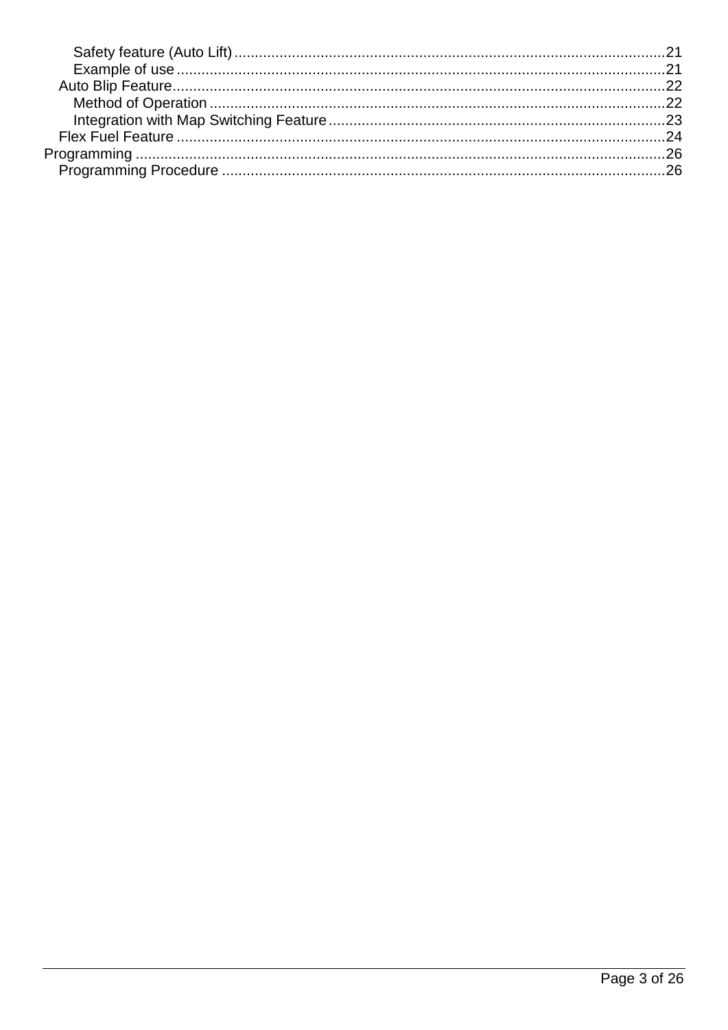Safety feature (Auto Lift)........................................................................................................21
Example of use......................................................................................................................21
Auto Blip Feature.......................................................................................................................22
Method of Operation..............................................................................................................22
Integration with Map Switching Feature.................................................................................23
Flex Fuel Feature......................................................................................................................24
Programming................................................................................................................................26
Programming Procedure...........................................................................................................26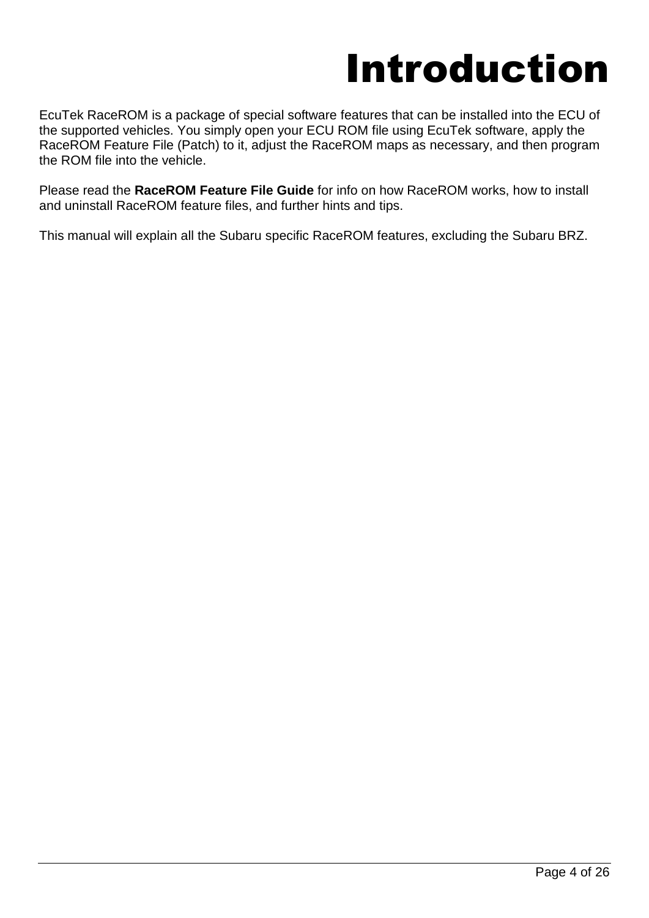# Introduction

EcuTek RaceROM is a package of special software features that can be installed into the ECU of the supported vehicles. You simply open your ECU ROM file using EcuTek software, apply the RaceROM Feature File (Patch) to it, adjust the RaceROM maps as necessary, and then program the ROM file into the vehicle.

Please read the **RaceROM Feature File Guide** for info on how RaceROM works, how to install and uninstall RaceROM feature files, and further hints and tips.

This manual will explain all the Subaru specific RaceROM features, excluding the Subaru BRZ.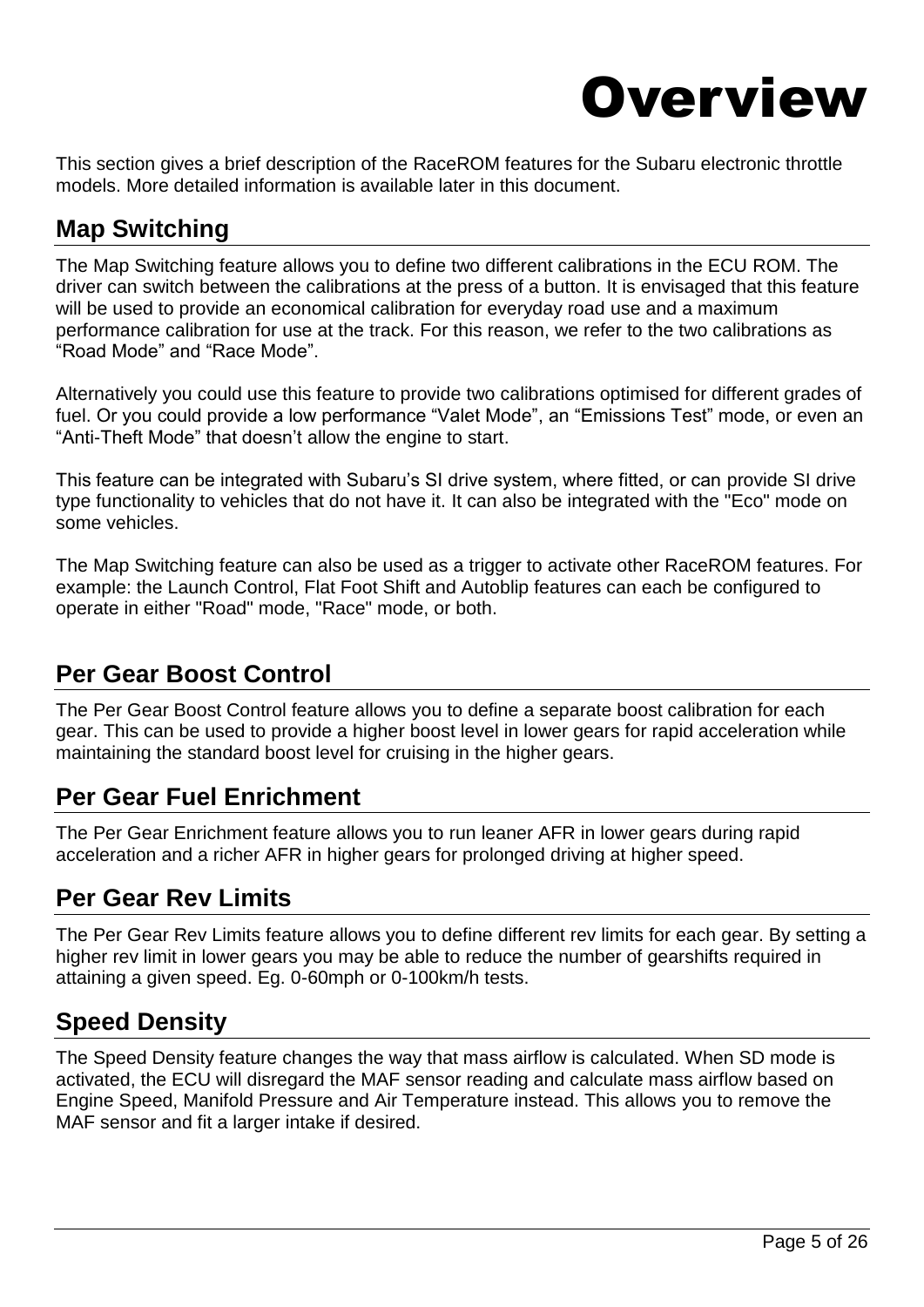# Overview

This section gives a brief description of the RaceROM features for the Subaru electronic throttle models. More detailed information is available later in this document.

## Map Switching

The Map Switching feature allows you to define two different calibrations in the ECU ROM. The driver can switch between the calibrations at the press of a button. It is envisaged that this feature will be used to provide an economical calibration for everyday road use and a maximum performance calibration for use at the track. For this reason, we refer to the two calibrations as “Road Mode” and “Race Mode”.

Alternatively you could use this feature to provide two calibrations optimised for different grades of fuel. Or you could provide a low performance “Valet Mode”, an “Emissions Test” mode, or even an “Anti-Theft Mode” that doesn’t allow the engine to start.

This feature can be integrated with Subaru’s SI drive system, where fitted, or can provide SI drive type functionality to vehicles that do not have it. It can also be integrated with the "Eco" mode on some vehicles.

The Map Switching feature can also be used as a trigger to activate other RaceROM features. For example: the Launch Control, Flat Foot Shift and Autoblip features can each be configured to operate in either "Road" mode, "Race" mode, or both.

## Per Gear Boost Control

The Per Gear Boost Control feature allows you to define a separate boost calibration for each gear. This can be used to provide a higher boost level in lower gears for rapid acceleration while maintaining the standard boost level for cruising in the higher gears.

## Per Gear Fuel Enrichment

The Per Gear Enrichment feature allows you to run leaner AFR in lower gears during rapid acceleration and a richer AFR in higher gears for prolonged driving at higher speed.

## Per Gear Rev Limits

The Per Gear Rev Limits feature allows you to define different rev limits for each gear. By setting a higher rev limit in lower gears you may be able to reduce the number of gearshifts required in attaining a given speed. Eg. 0-60mph or 0-100km/h tests.

## Speed Density

The Speed Density feature changes the way that mass airflow is calculated. When SD mode is activated, the ECU will disregard the MAF sensor reading and calculate mass airflow based on Engine Speed, Manifold Pressure and Air Temperature instead. This allows you to remove the MAF sensor and fit a larger intake if desired.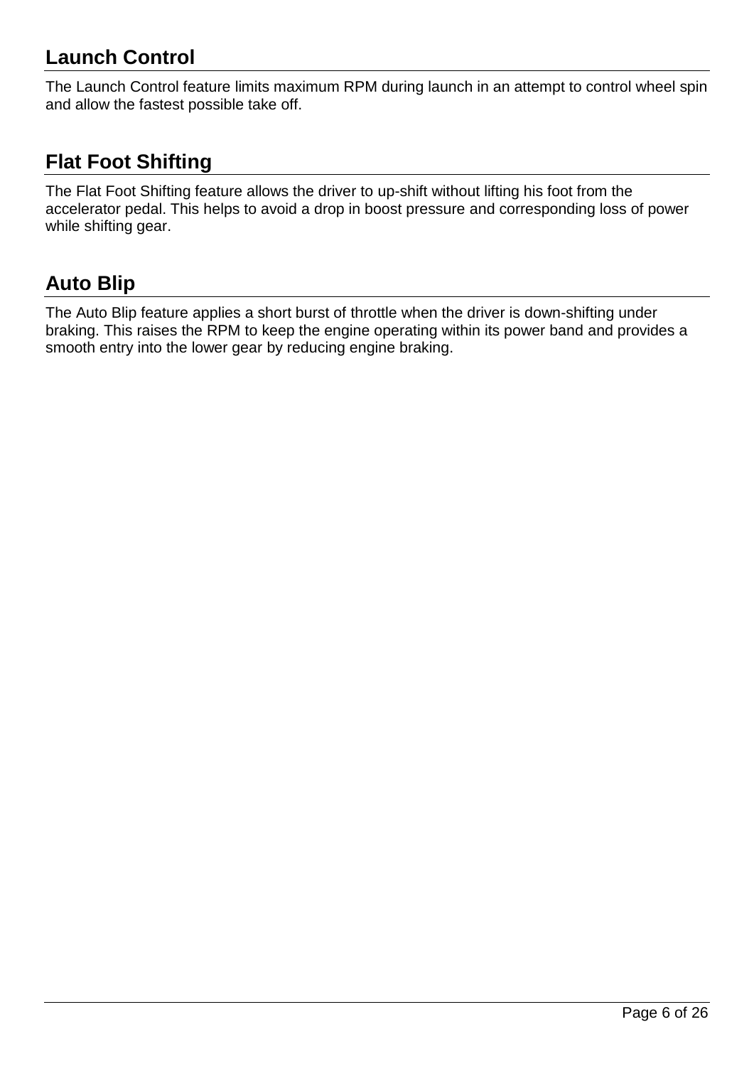## Launch Control

The Launch Control feature limits maximum RPM during launch in an attempt to control wheel spin and allow the fastest possible take off.

## Flat Foot Shifting

The Flat Foot Shifting feature allows the driver to up-shift without lifting his foot from the accelerator pedal. This helps to avoid a drop in boost pressure and corresponding loss of power while shifting gear.

## Auto Blip

The Auto Blip feature applies a short burst of throttle when the driver is down-shifting under braking. This raises the RPM to keep the engine operating within its power band and provides a smooth entry into the lower gear by reducing engine braking.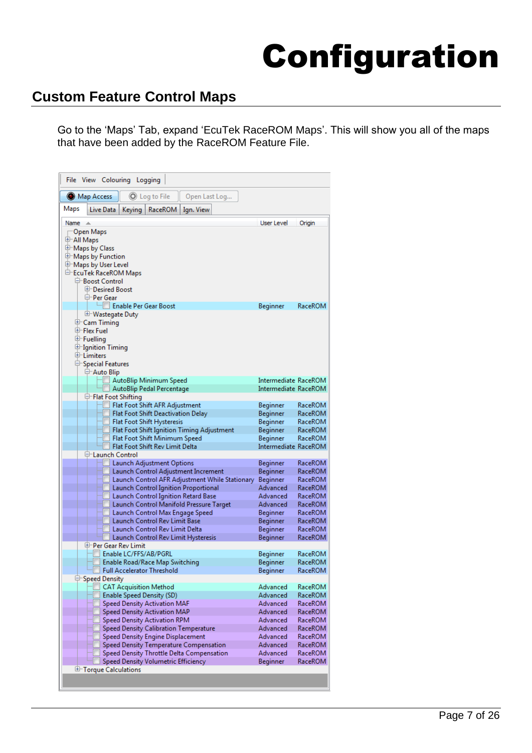# Configuration

## Custom Feature Control Maps

Go to the 'Maps' Tab, expand 'EcuTek RaceROM Maps'. This will show you all of the maps that have been added by the RaceROM Feature File.

File View Colouring Logging

Map Access | Log to File | Open Last Log...

Maps | Live Data | Keying | RaceROM | Ign. View

| Name | User Level | Origin |
|---|---|---|
| Open Maps | | |
| All Maps | | |
| Maps by Class | | |
| Maps by Function | | |
| Maps by User Level | | |
| EcuTek RaceROM Maps | | |
| Boost Control | | |
| Desired Boost | | |
| Per Gear | | |
| Enable Per Gear Boost | Beginner | RaceROM |
| Wastegate Duty | | |
| Cam Timing | | |
| Flex Fuel | | |
| Fuelling | | |
| Ignition Timing | | |
| Limiters | | |
| Special Features | | |
| Auto Blip | | |
| AutoBlip Minimum Speed | Intermediate | RaceROM |
| AutoBlip Pedal Percentage | Intermediate | RaceROM |
| Flat Foot Shifting | | |
| Flat Foot Shift AFR Adjustment | Beginner | RaceROM |
| Flat Foot Shift Deactivation Delay | Beginner | RaceROM |
| Flat Foot Shift Hysteresis | Beginner | RaceROM |
| Flat Foot Shift Ignition Timing Adjustment | Beginner | RaceROM |
| Flat Foot Shift Minimum Speed | Beginner | RaceROM |
| Flat Foot Shift Rev Limit Delta | Intermediate | RaceROM |
| Launch Control | | |
| Launch Adjustment Options | Beginner | RaceROM |
| Launch Control Adjustment Increment | Beginner | RaceROM |
| Launch Control AFR Adjustment While Stationary | Beginner | RaceROM |
| Launch Control Ignition Proportional | Advanced | RaceROM |
| Launch Control Ignition Retard Base | Advanced | RaceROM |
| Launch Control Manifold Pressure Target | Advanced | RaceROM |
| Launch Control Max Engage Speed | Beginner | RaceROM |
| Launch Control Rev Limit Base | Beginner | RaceROM |
| Launch Control Rev Limit Delta | Beginner | RaceROM |
| Launch Control Rev Limit Hysteresis | Beginner | RaceROM |
| Per Gear Rev Limit | | |
| Enable LC/FFS/AB/PGRL | Beginner | RaceROM |
| Enable Road/Race Map Switching | Beginner | RaceROM |
| Full Accelerator Threshold | Beginner | RaceROM |
| Speed Density | | |
| CAT Acquisition Method | Advanced | RaceROM |
| Enable Speed Density (SD) | Advanced | RaceROM |
| Speed Density Activation MAF | Advanced | RaceROM |
| Speed Density Activation MAP | Advanced | RaceROM |
| Speed Density Activation RPM | Advanced | RaceROM |
| Speed Density Calibration Temperature | Advanced | RaceROM |
| Speed Density Engine Displacement | Advanced | RaceROM |
| Speed Density Temperature Compensation | Advanced | RaceROM |
| Speed Density Throttle Delta Compensation | Advanced | RaceROM |
| Speed Density Volumetric Efficiency | Beginner | RaceROM |
| Torque Calculations | | |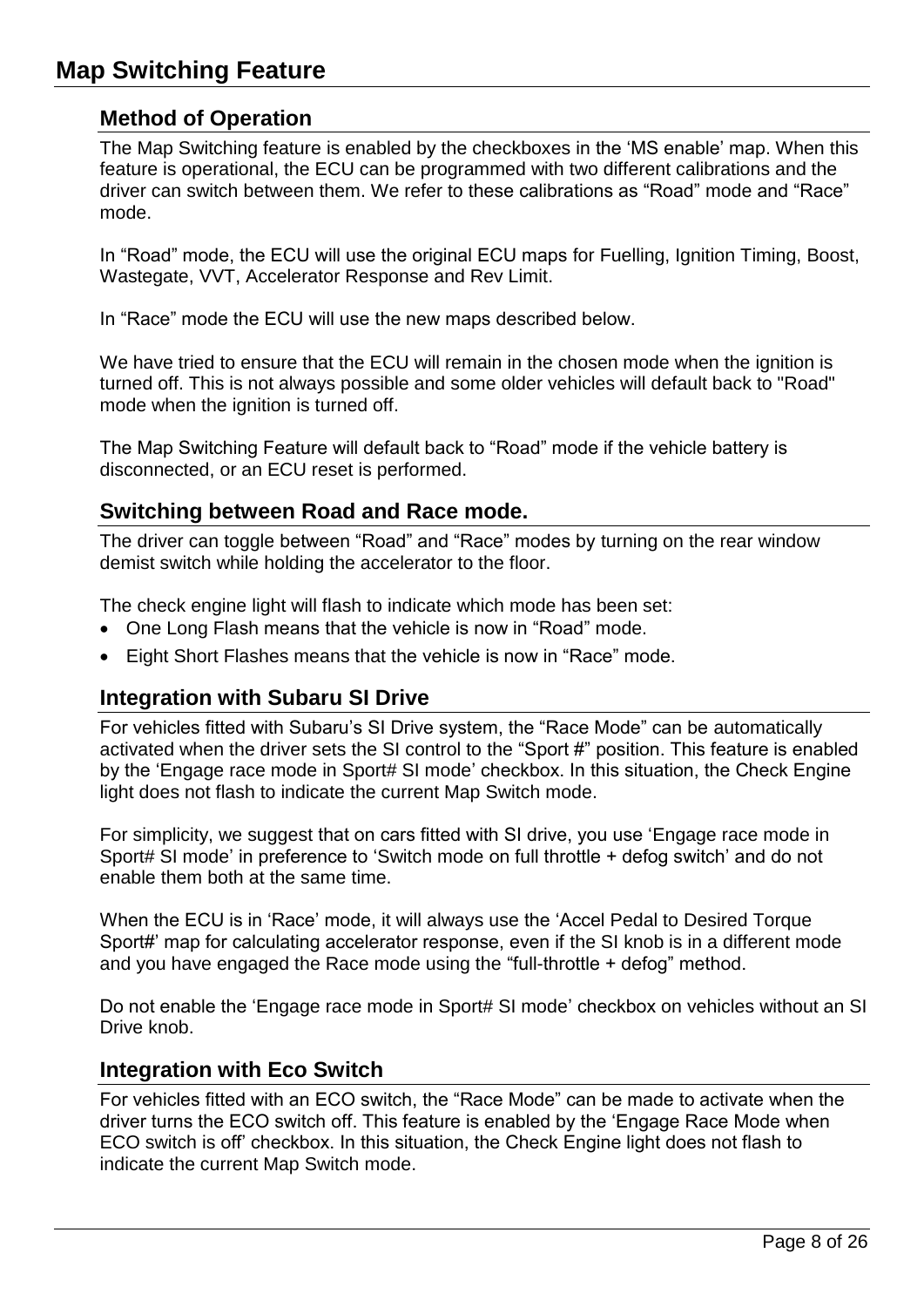# Map Switching Feature

## Method of Operation

The Map Switching feature is enabled by the checkboxes in the 'MS enable' map. When this feature is operational, the ECU can be programmed with two different calibrations and the driver can switch between them. We refer to these calibrations as "Road" mode and "Race" mode.

In "Road" mode, the ECU will use the original ECU maps for Fuelling, Ignition Timing, Boost, Wastegate, VVT, Accelerator Response and Rev Limit.

In "Race" mode the ECU will use the new maps described below.

We have tried to ensure that the ECU will remain in the chosen mode when the ignition is turned off. This is not always possible and some older vehicles will default back to "Road" mode when the ignition is turned off.

The Map Switching Feature will default back to "Road" mode if the vehicle battery is disconnected, or an ECU reset is performed.

## Switching between Road and Race mode.

The driver can toggle between "Road" and "Race" modes by turning on the rear window demist switch while holding the accelerator to the floor.

The check engine light will flash to indicate which mode has been set:

- One Long Flash means that the vehicle is now in "Road" mode.
- Eight Short Flashes means that the vehicle is now in "Race" mode.

## Integration with Subaru SI Drive

For vehicles fitted with Subaru's SI Drive system, the "Race Mode" can be automatically activated when the driver sets the SI control to the "Sport #" position. This feature is enabled by the 'Engage race mode in Sport# SI mode' checkbox. In this situation, the Check Engine light does not flash to indicate the current Map Switch mode.

For simplicity, we suggest that on cars fitted with SI drive, you use 'Engage race mode in Sport# SI mode' in preference to 'Switch mode on full throttle + defog switch' and do not enable them both at the same time.

When the ECU is in 'Race' mode, it will always use the 'Accel Pedal to Desired Torque Sport#' map for calculating accelerator response, even if the SI knob is in a different mode and you have engaged the Race mode using the "full-throttle + defog" method.

Do not enable the 'Engage race mode in Sport# SI mode' checkbox on vehicles without an SI Drive knob.

## Integration with Eco Switch

For vehicles fitted with an ECO switch, the "Race Mode" can be made to activate when the driver turns the ECO switch off. This feature is enabled by the 'Engage Race Mode when ECO switch is off' checkbox. In this situation, the Check Engine light does not flash to indicate the current Map Switch mode.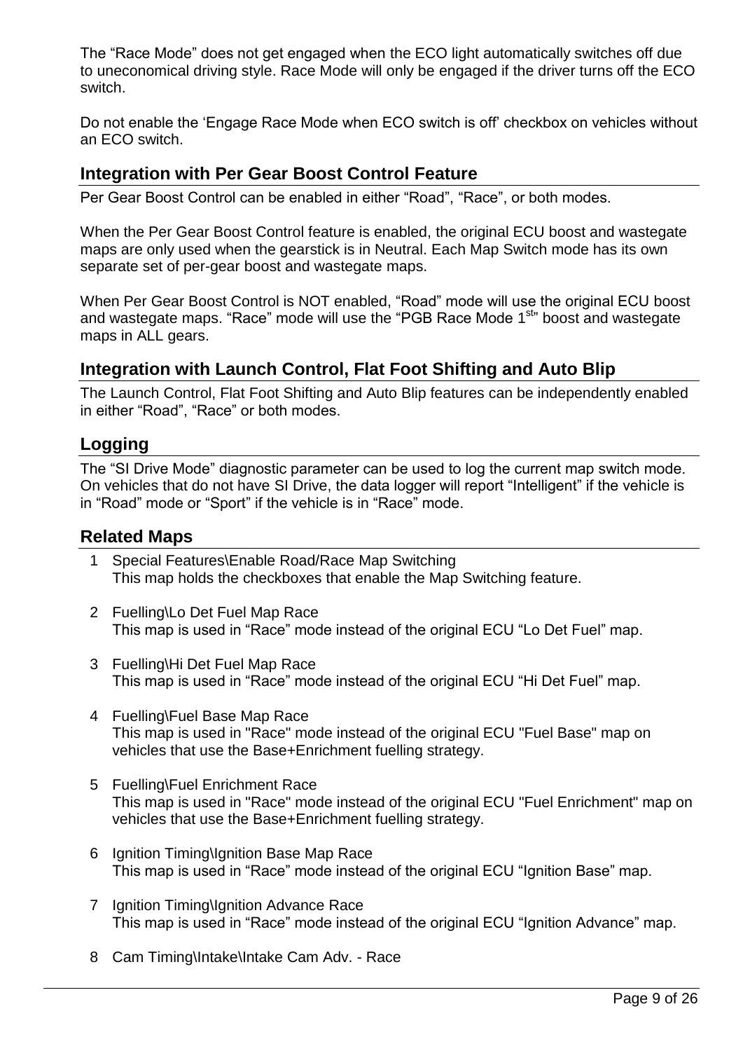The “Race Mode” does not get engaged when the ECO light automatically switches off due to uneconomical driving style. Race Mode will only be engaged if the driver turns off the ECO switch.

Do not enable the ‘Engage Race Mode when ECO switch is off’ checkbox on vehicles without an ECO switch.

## Integration with Per Gear Boost Control Feature

Per Gear Boost Control can be enabled in either “Road”, “Race”, or both modes.

When the Per Gear Boost Control feature is enabled, the original ECU boost and wastegate maps are only used when the gearstick is in Neutral. Each Map Switch mode has its own separate set of per-gear boost and wastegate maps.

When Per Gear Boost Control is NOT enabled, “Road” mode will use the original ECU boost and wastegate maps. “Race” mode will use the “PGB Race Mode 1st” boost and wastegate maps in ALL gears.

## Integration with Launch Control, Flat Foot Shifting and Auto Blip

The Launch Control, Flat Foot Shifting and Auto Blip features can be independently enabled in either “Road”, “Race” or both modes.

## Logging

The “SI Drive Mode” diagnostic parameter can be used to log the current map switch mode. On vehicles that do not have SI Drive, the data logger will report “Intelligent” if the vehicle is in “Road” mode or “Sport” if the vehicle is in “Race” mode.

## Related Maps

1. Special Features\Enable Road/Race Map Switching
   This map holds the checkboxes that enable the Map Switching feature.

2. Fuelling\Lo Det Fuel Map Race
   This map is used in “Race” mode instead of the original ECU “Lo Det Fuel” map.

3. Fuelling\Hi Det Fuel Map Race
   This map is used in “Race” mode instead of the original ECU “Hi Det Fuel” map.

4. Fuelling\Fuel Base Map Race
   This map is used in "Race" mode instead of the original ECU "Fuel Base" map on vehicles that use the Base+Enrichment fuelling strategy.

5. Fuelling\Fuel Enrichment Race
   This map is used in "Race" mode instead of the original ECU "Fuel Enrichment" map on vehicles that use the Base+Enrichment fuelling strategy.

6. Ignition Timing\Ignition Base Map Race
   This map is used in “Race” mode instead of the original ECU “Ignition Base” map.

7. Ignition Timing\Ignition Advance Race
   This map is used in “Race” mode instead of the original ECU “Ignition Advance” map.

8. Cam Timing\Intake\Intake Cam Adv. - Race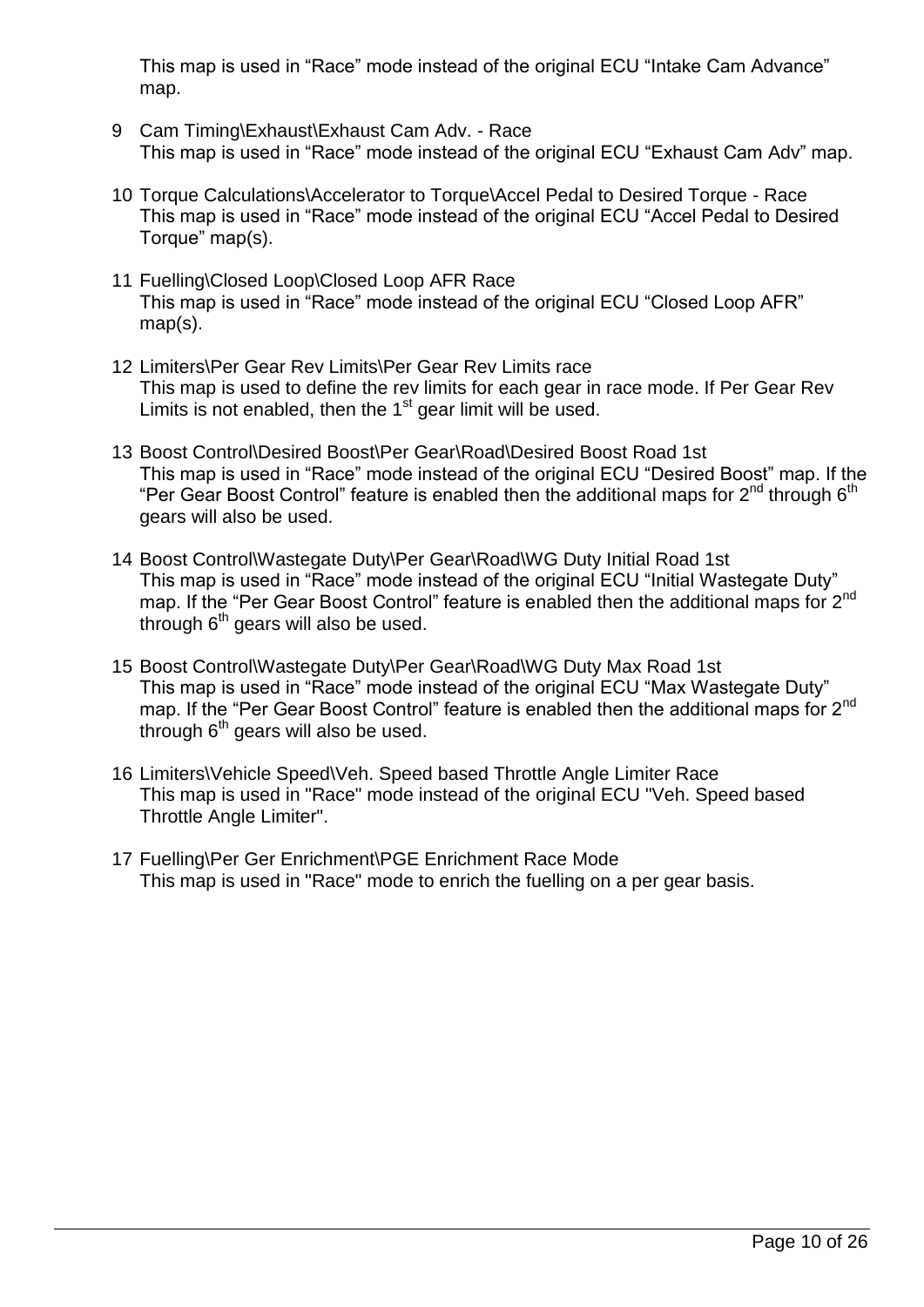This map is used in “Race” mode instead of the original ECU “Intake Cam Advance” map.

9. Cam Timing\Exhaust\Exhaust Cam Adv. - Race
   This map is used in “Race” mode instead of the original ECU “Exhaust Cam Adv” map.

10. Torque Calculations\Accelerator to Torque\Accel Pedal to Desired Torque - Race
    This map is used in “Race” mode instead of the original ECU “Accel Pedal to Desired Torque” map(s).

11. Fuelling\Closed Loop\Closed Loop AFR Race
    This map is used in “Race” mode instead of the original ECU “Closed Loop AFR” map(s).

12. Limiters\Per Gear Rev Limits\Per Gear Rev Limits race
    This map is used to define the rev limits for each gear in race mode. If Per Gear Rev Limits is not enabled, then the 1st gear limit will be used.

13. Boost Control\Desired Boost\Per Gear\Road\Desired Boost Road 1st
    This map is used in “Race” mode instead of the original ECU “Desired Boost” map. If the “Per Gear Boost Control” feature is enabled then the additional maps for 2nd through 6th gears will also be used.

14. Boost Control\Wastegate Duty\Per Gear\Road\WG Duty Initial Road 1st
    This map is used in “Race” mode instead of the original ECU “Initial Wastegate Duty” map. If the “Per Gear Boost Control” feature is enabled then the additional maps for 2nd through 6th gears will also be used.

15. Boost Control\Wastegate Duty\Per Gear\Road\WG Duty Max Road 1st
    This map is used in “Race” mode instead of the original ECU “Max Wastegate Duty” map. If the “Per Gear Boost Control” feature is enabled then the additional maps for 2nd through 6th gears will also be used.

16. Limiters\Vehicle Speed\Veh. Speed based Throttle Angle Limiter Race
    This map is used in "Race" mode instead of the original ECU "Veh. Speed based Throttle Angle Limiter".

17. Fuelling\Per Ger Enrichment\PGE Enrichment Race Mode
    This map is used in "Race" mode to enrich the fuelling on a per gear basis.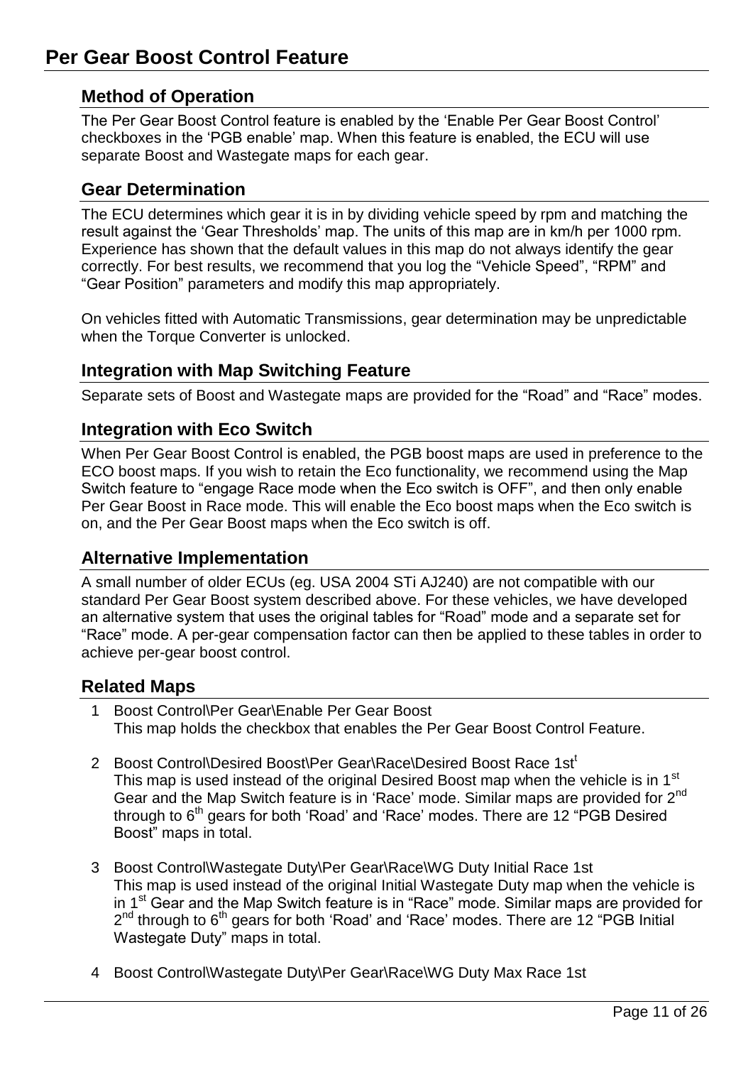# Per Gear Boost Control Feature

## Method of Operation

The Per Gear Boost Control feature is enabled by the 'Enable Per Gear Boost Control' checkboxes in the 'PGB enable' map. When this feature is enabled, the ECU will use separate Boost and Wastegate maps for each gear.

## Gear Determination

The ECU determines which gear it is in by dividing vehicle speed by rpm and matching the result against the 'Gear Thresholds' map. The units of this map are in km/h per 1000 rpm. Experience has shown that the default values in this map do not always identify the gear correctly. For best results, we recommend that you log the "Vehicle Speed", "RPM" and "Gear Position" parameters and modify this map appropriately.

On vehicles fitted with Automatic Transmissions, gear determination may be unpredictable when the Torque Converter is unlocked.

## Integration with Map Switching Feature

Separate sets of Boost and Wastegate maps are provided for the "Road" and "Race" modes.

## Integration with Eco Switch

When Per Gear Boost Control is enabled, the PGB boost maps are used in preference to the ECO boost maps. If you wish to retain the Eco functionality, we recommend using the Map Switch feature to "engage Race mode when the Eco switch is OFF", and then only enable Per Gear Boost in Race mode. This will enable the Eco boost maps when the Eco switch is on, and the Per Gear Boost maps when the Eco switch is off.

## Alternative Implementation

A small number of older ECUs (eg. USA 2004 STi AJ240) are not compatible with our standard Per Gear Boost system described above. For these vehicles, we have developed an alternative system that uses the original tables for "Road" mode and a separate set for "Race" mode. A per-gear compensation factor can then be applied to these tables in order to achieve per-gear boost control.

## Related Maps

1. Boost Control\Per Gear\Enable Per Gear Boost
   This map holds the checkbox that enables the Per Gear Boost Control Feature.

2. Boost Control\Desired Boost\Per Gear\Race\Desired Boost Race 1st[t]
   This map is used instead of the original Desired Boost map when the vehicle is in 1st Gear and the Map Switch feature is in 'Race' mode. Similar maps are provided for 2nd through to 6th gears for both 'Road' and 'Race' modes. There are 12 "PGB Desired Boost" maps in total.

3. Boost Control\Wastegate Duty\Per Gear\Race\WG Duty Initial Race 1st
   This map is used instead of the original Initial Wastegate Duty map when the vehicle is in 1st Gear and the Map Switch feature is in "Race" mode. Similar maps are provided for 2nd through to 6th gears for both 'Road' and 'Race' modes. There are 12 "PGB Initial Wastegate Duty" maps in total.

4. Boost Control\Wastegate Duty\Per Gear\Race\WG Duty Max Race 1st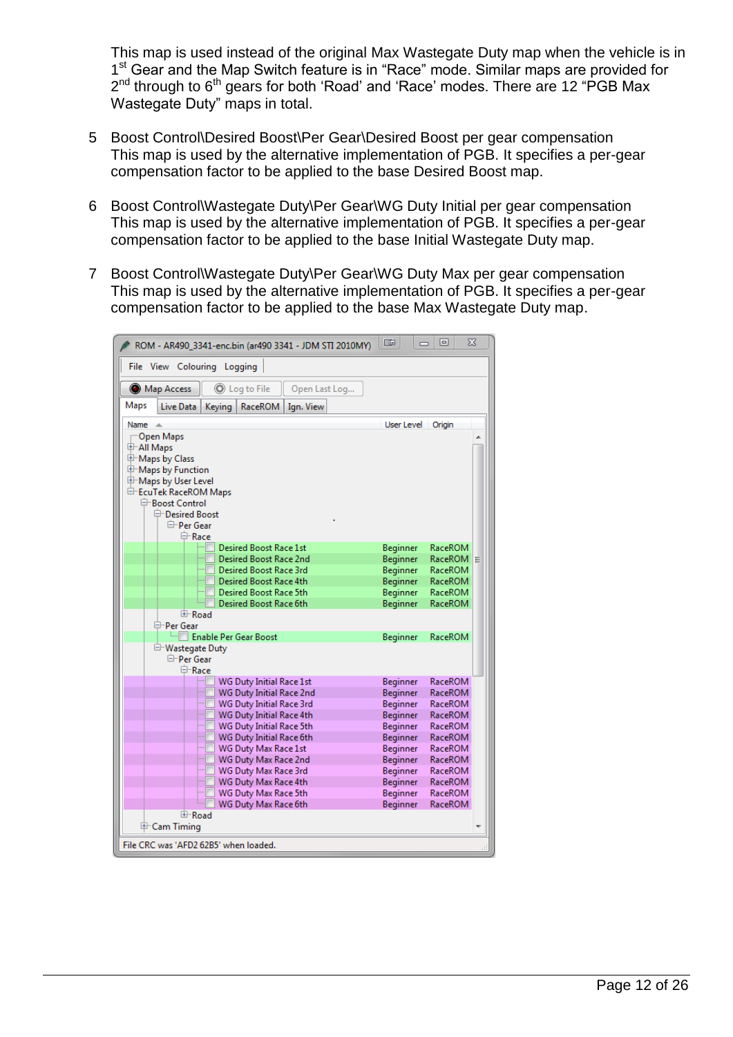This map is used instead of the original Max Wastegate Duty map when the vehicle is in 1st Gear and the Map Switch feature is in “Race” mode. Similar maps are provided for 2nd through to 6th gears for both ‘Road’ and ‘Race’ modes. There are 12 “PGB Max Wastegate Duty” maps in total.

5. Boost Control\Desired Boost\Per Gear\Desired Boost per gear compensation
   This map is used by the alternative implementation of PGB. It specifies a per-gear compensation factor to be applied to the base Desired Boost map.

6. Boost Control\Wastegate Duty\Per Gear\WG Duty Initial per gear compensation
   This map is used by the alternative implementation of PGB. It specifies a per-gear compensation factor to be applied to the base Initial Wastegate Duty map.

7. Boost Control\Wastegate Duty\Per Gear\WG Duty Max per gear compensation
   This map is used by the alternative implementation of PGB. It specifies a per-gear compensation factor to be applied to the base Max Wastegate Duty map.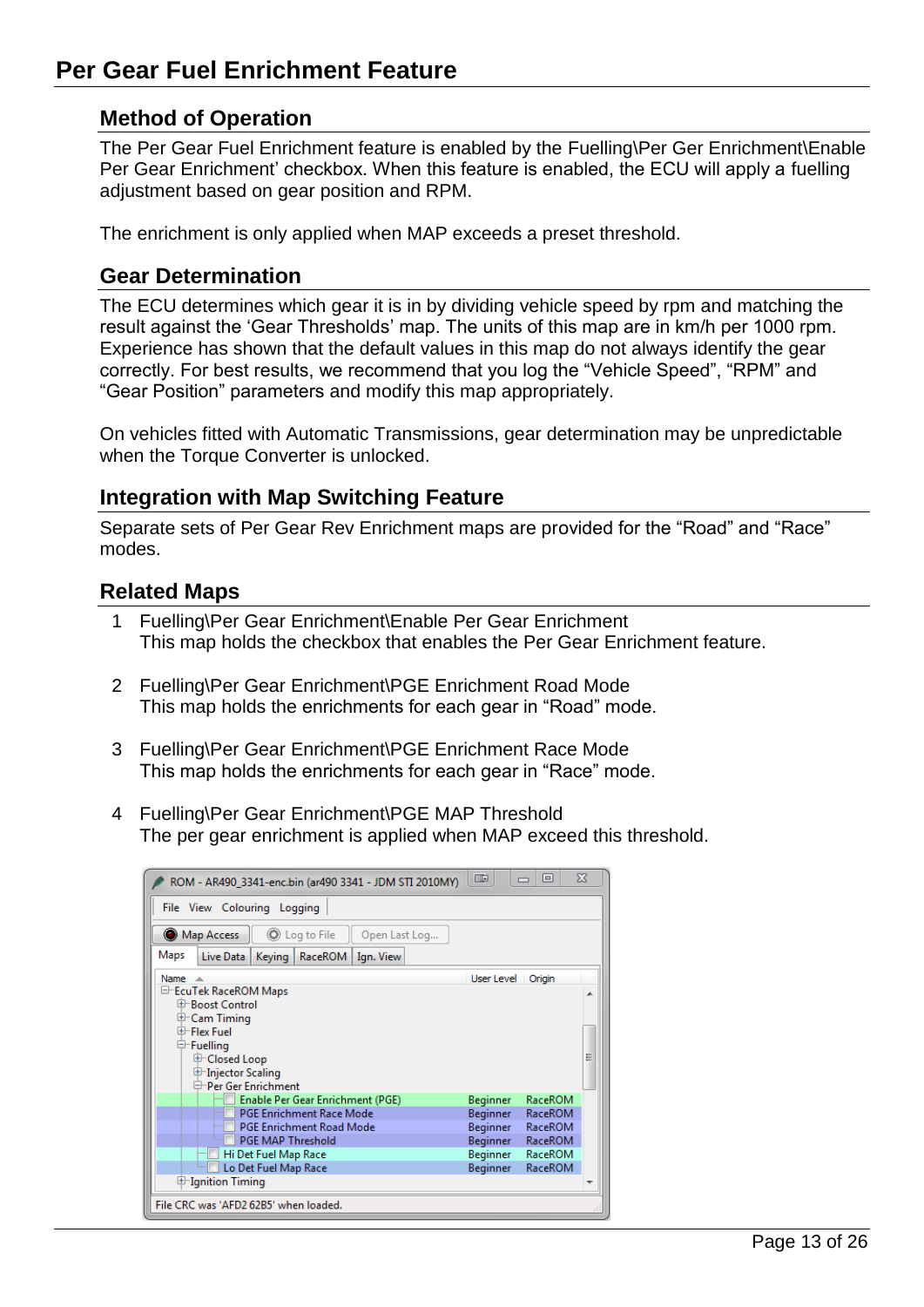# Per Gear Fuel Enrichment Feature

## Method of Operation

The Per Gear Fuel Enrichment feature is enabled by the Fuelling\Per Ger Enrichment\Enable Per Gear Enrichment' checkbox. When this feature is enabled, the ECU will apply a fuelling adjustment based on gear position and RPM.

The enrichment is only applied when MAP exceeds a preset threshold.

## Gear Determination

The ECU determines which gear it is in by dividing vehicle speed by rpm and matching the result against the 'Gear Thresholds' map. The units of this map are in km/h per 1000 rpm. Experience has shown that the default values in this map do not always identify the gear correctly. For best results, we recommend that you log the "Vehicle Speed", "RPM" and "Gear Position" parameters and modify this map appropriately.

On vehicles fitted with Automatic Transmissions, gear determination may be unpredictable when the Torque Converter is unlocked.

## Integration with Map Switching Feature

Separate sets of Per Gear Rev Enrichment maps are provided for the "Road" and "Race" modes.

## Related Maps

1. Fuelling\Per Gear Enrichment\Enable Per Gear Enrichment
   This map holds the checkbox that enables the Per Gear Enrichment feature.

2. Fuelling\Per Gear Enrichment\PGE Enrichment Road Mode
   This map holds the enrichments for each gear in "Road" mode.

3. Fuelling\Per Gear Enrichment\PGE Enrichment Race Mode
   This map holds the enrichments for each gear in "Race" mode.

4. Fuelling\Per Gear Enrichment\PGE MAP Threshold
   The per gear enrichment is applied when MAP exceed this threshold.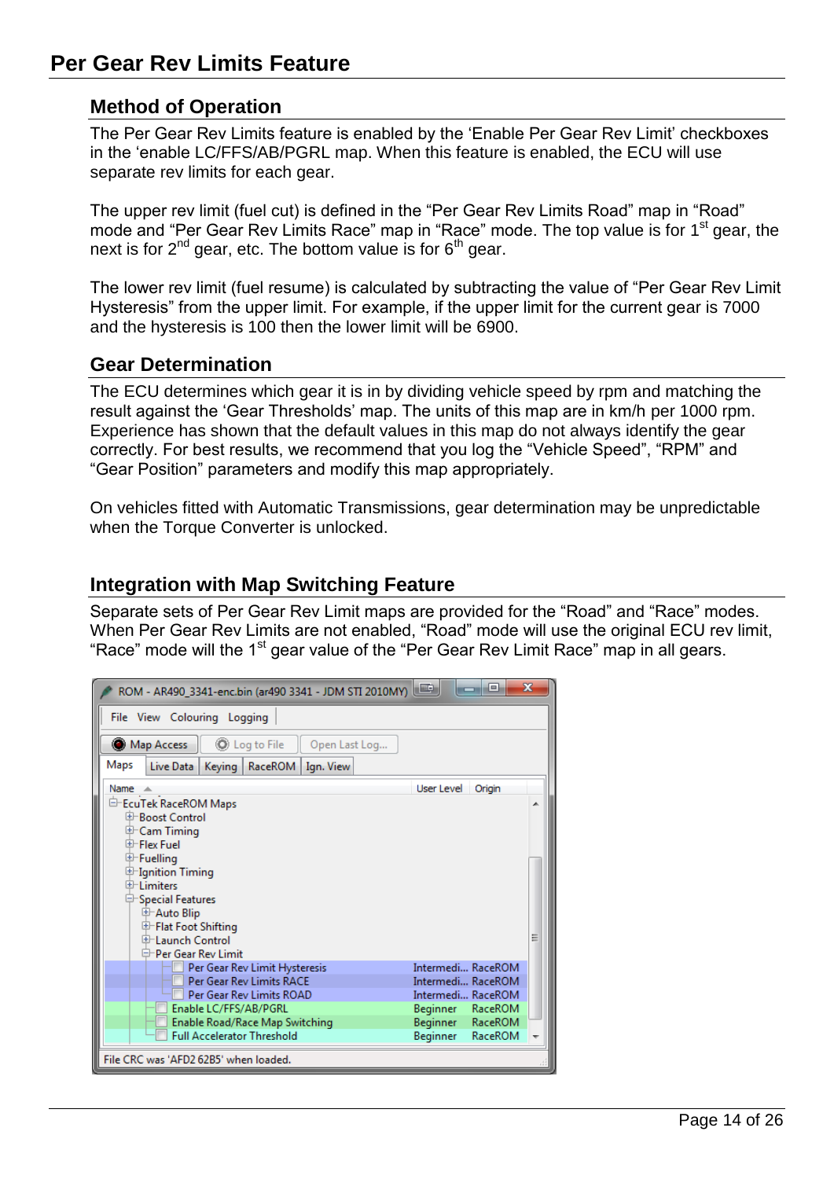## Per Gear Rev Limits Feature

### Method of Operation

The Per Gear Rev Limits feature is enabled by the 'Enable Per Gear Rev Limit' checkboxes in the 'enable LC/FFS/AB/PGRL map. When this feature is enabled, the ECU will use separate rev limits for each gear.

The upper rev limit (fuel cut) is defined in the "Per Gear Rev Limits Road" map in "Road" mode and "Per Gear Rev Limits Race" map in "Race" mode. The top value is for 1st gear, the next is for 2nd gear, etc. The bottom value is for 6th gear.

The lower rev limit (fuel resume) is calculated by subtracting the value of "Per Gear Rev Limit Hysteresis" from the upper limit. For example, if the upper limit for the current gear is 7000 and the hysteresis is 100 then the lower limit will be 6900.

### Gear Determination

The ECU determines which gear it is in by dividing vehicle speed by rpm and matching the result against the 'Gear Thresholds' map. The units of this map are in km/h per 1000 rpm. Experience has shown that the default values in this map do not always identify the gear correctly. For best results, we recommend that you log the "Vehicle Speed", "RPM" and "Gear Position" parameters and modify this map appropriately.

On vehicles fitted with Automatic Transmissions, gear determination may be unpredictable when the Torque Converter is unlocked.

### Integration with Map Switching Feature

Separate sets of Per Gear Rev Limit maps are provided for the "Road" and "Race" modes. When Per Gear Rev Limits are not enabled, "Road" mode will use the original ECU rev limit, "Race" mode will the 1st gear value of the "Per Gear Rev Limit Race" map in all gears.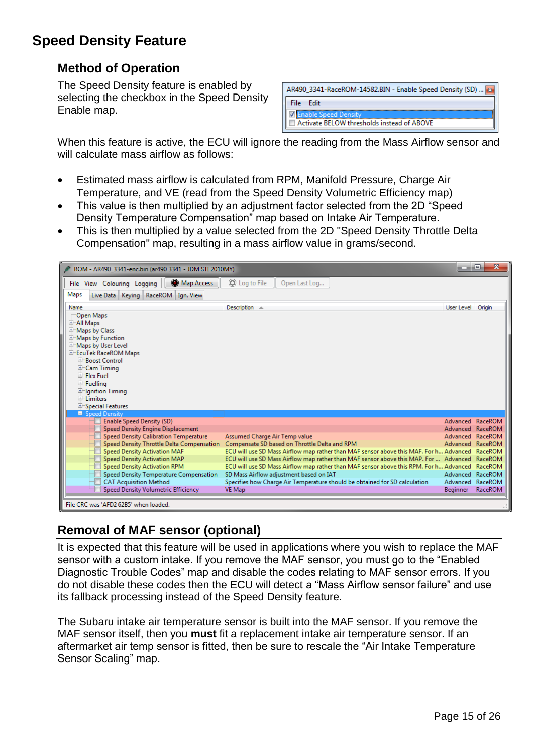# Speed Density Feature

## Method of Operation

The Speed Density feature is enabled by selecting the checkbox in the Speed Density Enable map.

When this feature is active, the ECU will ignore the reading from the Mass Airflow sensor and will calculate mass airflow as follows:

- Estimated mass airflow is calculated from RPM, Manifold Pressure, Charge Air Temperature, and VE (read from the Speed Density Volumetric Efficiency map)
- This value is then multiplied by an adjustment factor selected from the 2D “Speed Density Temperature Compensation” map based on Intake Air Temperature.
- This is then multiplied by a value selected from the 2D "Speed Density Throttle Delta Compensation" map, resulting in a mass airflow value in grams/second.

## Removal of MAF sensor (optional)

It is expected that this feature will be used in applications where you wish to replace the MAF sensor with a custom intake. If you remove the MAF sensor, you must go to the “Enabled Diagnostic Trouble Codes” map and disable the codes relating to MAF sensor errors. If you do not disable these codes then the ECU will detect a “Mass Airflow sensor failure” and use its fallback processing instead of the Speed Density feature.

The Subaru intake air temperature sensor is built into the MAF sensor. If you remove the MAF sensor itself, then you **must** fit a replacement intake air temperature sensor. If an aftermarket air temp sensor is fitted, then be sure to rescale the “Air Intake Temperature Sensor Scaling” map.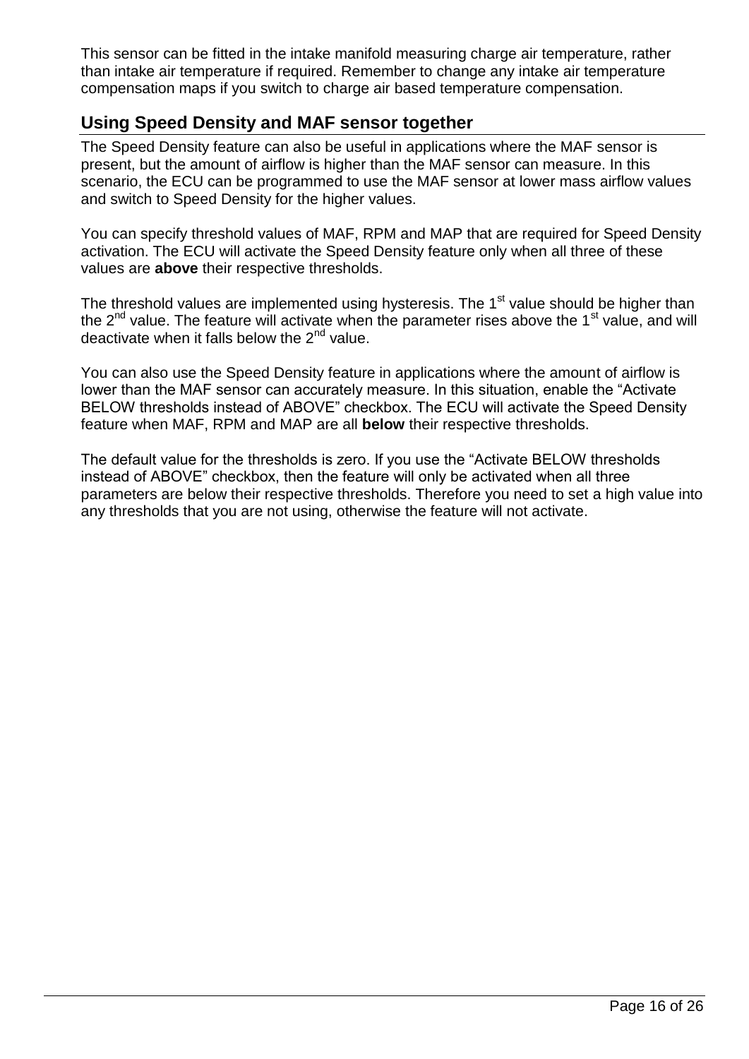This sensor can be fitted in the intake manifold measuring charge air temperature, rather than intake air temperature if required. Remember to change any intake air temperature compensation maps if you switch to charge air based temperature compensation.

## Using Speed Density and MAF sensor together

The Speed Density feature can also be useful in applications where the MAF sensor is present, but the amount of airflow is higher than the MAF sensor can measure. In this scenario, the ECU can be programmed to use the MAF sensor at lower mass airflow values and switch to Speed Density for the higher values.

You can specify threshold values of MAF, RPM and MAP that are required for Speed Density activation. The ECU will activate the Speed Density feature only when all three of these values are **above** their respective thresholds.

The threshold values are implemented using hysteresis. The $1^{st}$ value should be higher than the $2^{nd}$ value. The feature will activate when the parameter rises above the $1^{st}$ value, and will deactivate when it falls below the $2^{nd}$ value.

You can also use the Speed Density feature in applications where the amount of airflow is lower than the MAF sensor can accurately measure. In this situation, enable the “Activate BELOW thresholds instead of ABOVE” checkbox. The ECU will activate the Speed Density feature when MAF, RPM and MAP are all **below** their respective thresholds.

The default value for the thresholds is zero. If you use the “Activate BELOW thresholds instead of ABOVE” checkbox, then the feature will only be activated when all three parameters are below their respective thresholds. Therefore you need to set a high value into any thresholds that you are not using, otherwise the feature will not activate.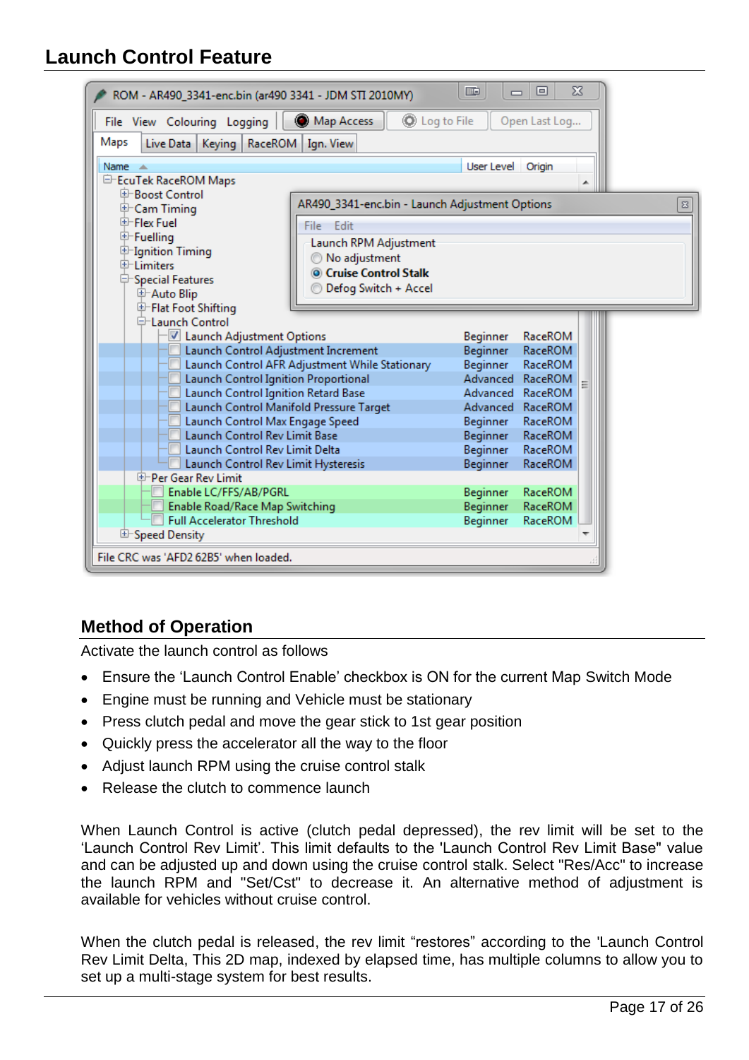# Launch Control Feature

## Method of Operation

Activate the launch control as follows

- Ensure the 'Launch Control Enable' checkbox is ON for the current Map Switch Mode
- Engine must be running and Vehicle must be stationary
- Press clutch pedal and move the gear stick to 1st gear position
- Quickly press the accelerator all the way to the floor
- Adjust launch RPM using the cruise control stalk
- Release the clutch to commence launch

When Launch Control is active (clutch pedal depressed), the rev limit will be set to the 'Launch Control Rev Limit'. This limit defaults to the 'Launch Control Rev Limit Base" value and can be adjusted up and down using the cruise control stalk. Select "Res/Acc" to increase the launch RPM and "Set/Cst" to decrease it. An alternative method of adjustment is available for vehicles without cruise control.

When the clutch pedal is released, the rev limit "restores" according to the 'Launch Control Rev Limit Delta, This 2D map, indexed by elapsed time, has multiple columns to allow you to set up a multi-stage system for best results.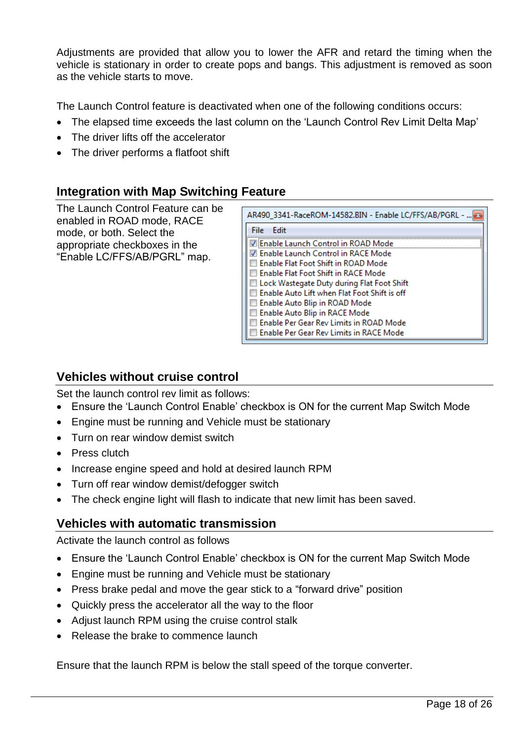Adjustments are provided that allow you to lower the AFR and retard the timing when the vehicle is stationary in order to create pops and bangs. This adjustment is removed as soon as the vehicle starts to move.

The Launch Control feature is deactivated when one of the following conditions occurs:

- The elapsed time exceeds the last column on the 'Launch Control Rev Limit Delta Map'
- The driver lifts off the accelerator
- The driver performs a flatfoot shift

## Integration with Map Switching Feature

The Launch Control Feature can be enabled in ROAD mode, RACE mode, or both. Select the appropriate checkboxes in the "Enable LC/FFS/AB/PGRL" map.

AR490_3341-RaceROM-14582.BIN - Enable LC/FFS/AB/PGRL - ...

File Edit

- [x] Enable Launch Control in ROAD Mode
- [x] Enable Launch Control in RACE Mode
- [ ] Enable Flat Foot Shift in ROAD Mode
- [ ] Enable Flat Foot Shift in RACE Mode
- [ ] Lock Wastegate Duty during Flat Foot Shift
- [ ] Enable Auto Lift when Flat Foot Shift is off
- [ ] Enable Auto Blip in ROAD Mode
- [ ] Enable Auto Blip in RACE Mode
- [ ] Enable Per Gear Rev Limits in ROAD Mode
- [ ] Enable Per Gear Rev Limits in RACE Mode

## Vehicles without cruise control

Set the launch control rev limit as follows:

- Ensure the 'Launch Control Enable' checkbox is ON for the current Map Switch Mode
- Engine must be running and Vehicle must be stationary
- Turn on rear window demist switch
- Press clutch
- Increase engine speed and hold at desired launch RPM
- Turn off rear window demist/defogger switch
- The check engine light will flash to indicate that new limit has been saved.

## Vehicles with automatic transmission

Activate the launch control as follows

- Ensure the 'Launch Control Enable' checkbox is ON for the current Map Switch Mode
- Engine must be running and Vehicle must be stationary
- Press brake pedal and move the gear stick to a "forward drive" position
- Quickly press the accelerator all the way to the floor
- Adjust launch RPM using the cruise control stalk
- Release the brake to commence launch

Ensure that the launch RPM is below the stall speed of the torque converter.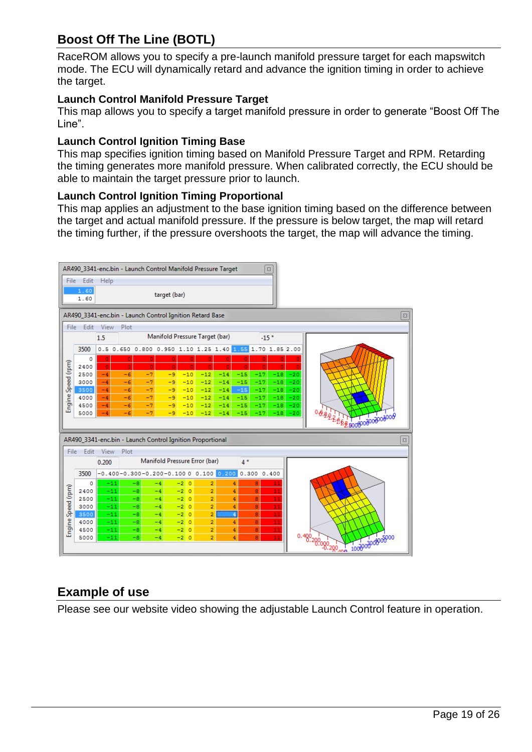## Boost Off The Line (BOTL)

RaceROM allows you to specify a pre-launch manifold pressure target for each mapswitch mode. The ECU will dynamically retard and advance the ignition timing in order to achieve the target.

### Launch Control Manifold Pressure Target

This map allows you to specify a target manifold pressure in order to generate “Boost Off The Line”.

### Launch Control Ignition Timing Base

This map specifies ignition timing based on Manifold Pressure Target and RPM. Retarding the timing generates more manifold pressure. When calibrated correctly, the ECU should be able to maintain the target pressure prior to launch.

### Launch Control Ignition Timing Proportional

This map applies an adjustment to the base ignition timing based on the difference between the target and actual manifold pressure. If the pressure is below target, the map will retard the timing further, if the pressure overshoots the target, the map will advance the timing.

AR490_3341-enc.bin - Launch Control Manifold Pressure Target

| target (bar) |
|---|
| 1.60 |

AR490_3341-enc.bin - Launch Control Ignition Retard Base

Manifold Pressure Target (bar)

| Engine Speed (rpm) | 0.5 | 0.650 | 0.800 | 0.950 | 1.10 | 1.25 | 1.40 | 1.55 | 1.70 | 1.85 | 2.00 |
|---|---|---|---|---|---|---|---|---|---|---|---|
| 0 | 0 | 0 | 0 | 0 | 0 | 0 | 0 | 0 | 0 | 0 | 0 |
| 2400 | 0 | 0 | 0 | 0 | 0 | 0 | 0 | 0 | 0 | 0 | 0 |
| 2500 | -4 | -6 | -7 | -9 | -10 | -12 | -14 | -15 | -17 | -18 | -20 |
| 3000 | -4 | -6 | -7 | -9 | -10 | -12 | -14 | -15 | -17 | -18 | -20 |
| 3500 | -4 | -6 | -7 | -9 | -10 | -12 | -14 | -15 | -17 | -18 | -20 |
| 4000 | -4 | -6 | -7 | -9 | -10 | -12 | -14 | -15 | -17 | -18 | -20 |
| 4500 | -4 | -6 | -7 | -9 | -10 | -12 | -14 | -15 | -17 | -18 | -20 |
| 5000 | -4 | -6 | -7 | -9 | -10 | -12 | -14 | -15 | -17 | -18 | -20 |

AR490_3341-enc.bin - Launch Control Ignition Proportional

Manifold Pressure Error (bar)

| Engine Speed (rpm) | -0.400 | -0.300 | -0.200 | -0.100 | 0 | 0.100 | 0.200 | 0.300 | 0.400 |
|---|---|---|---|---|---|---|---|---|---|
| 0 | -11 | -8 | -4 | -2 | 0 | 2 | 4 | 8 | 11 |
| 2400 | -11 | -8 | -4 | -2 | 0 | 2 | 4 | 8 | 11 |
| 2500 | -11 | -8 | -4 | -2 | 0 | 2 | 4 | 8 | 11 |
| 3000 | -11 | -8 | -4 | -2 | 0 | 2 | 4 | 8 | 11 |
| 3500 | -11 | -8 | -4 | -2 | 0 | 2 | 4 | 8 | 11 |
| 4000 | -11 | -8 | -4 | -2 | 0 | 2 | 4 | 8 | 11 |
| 4500 | -11 | -8 | -4 | -2 | 0 | 2 | 4 | 8 | 11 |
| 5000 | -11 | -8 | -4 | -2 | 0 | 2 | 4 | 8 | 11 |

## Example of use

Please see our website video showing the adjustable Launch Control feature in operation.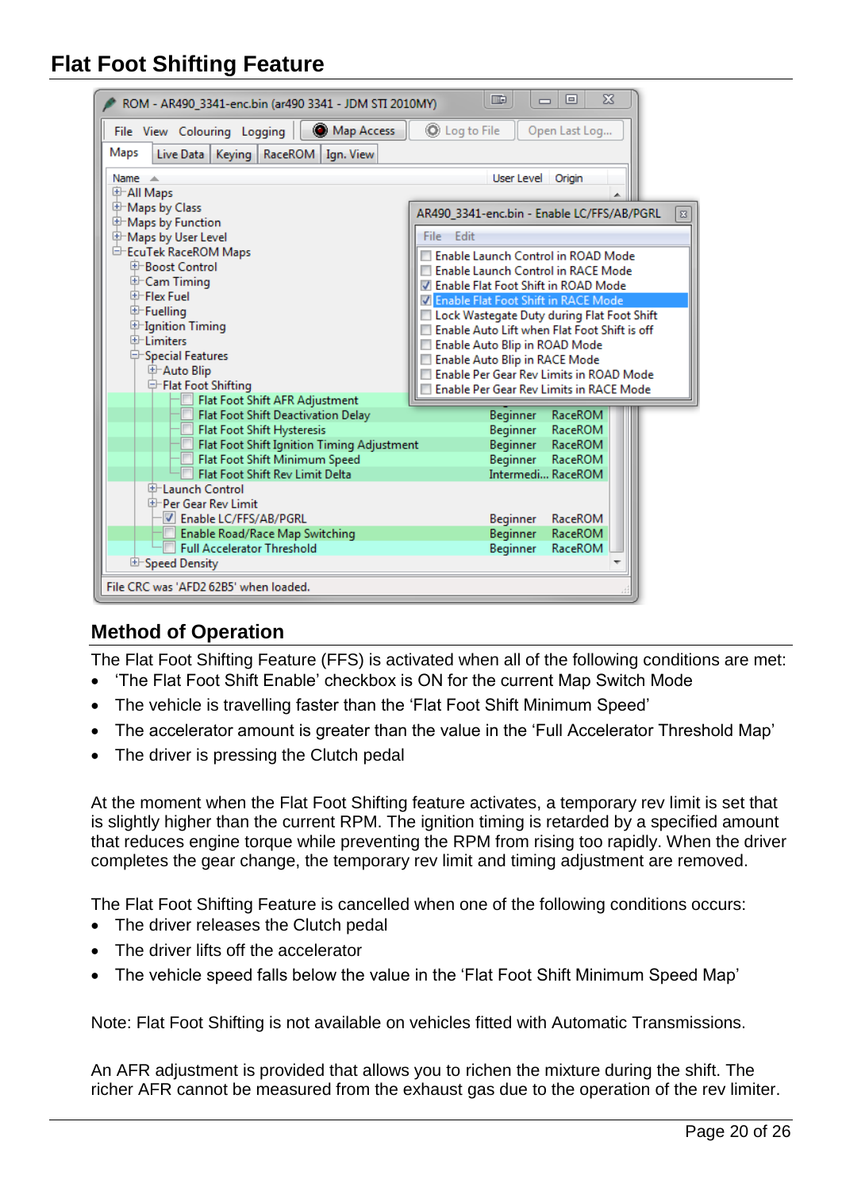# Flat Foot Shifting Feature

## Method of Operation

The Flat Foot Shifting Feature (FFS) is activated when all of the following conditions are met:

- ‘The Flat Foot Shift Enable’ checkbox is ON for the current Map Switch Mode
- The vehicle is travelling faster than the ‘Flat Foot Shift Minimum Speed’
- The accelerator amount is greater than the value in the ‘Full Accelerator Threshold Map’
- The driver is pressing the Clutch pedal

At the moment when the Flat Foot Shifting feature activates, a temporary rev limit is set that is slightly higher than the current RPM. The ignition timing is retarded by a specified amount that reduces engine torque while preventing the RPM from rising too rapidly. When the driver completes the gear change, the temporary rev limit and timing adjustment are removed.

The Flat Foot Shifting Feature is cancelled when one of the following conditions occurs:

- The driver releases the Clutch pedal
- The driver lifts off the accelerator
- The vehicle speed falls below the value in the ‘Flat Foot Shift Minimum Speed Map’

Note: Flat Foot Shifting is not available on vehicles fitted with Automatic Transmissions.

An AFR adjustment is provided that allows you to richen the mixture during the shift. The richer AFR cannot be measured from the exhaust gas due to the operation of the rev limiter.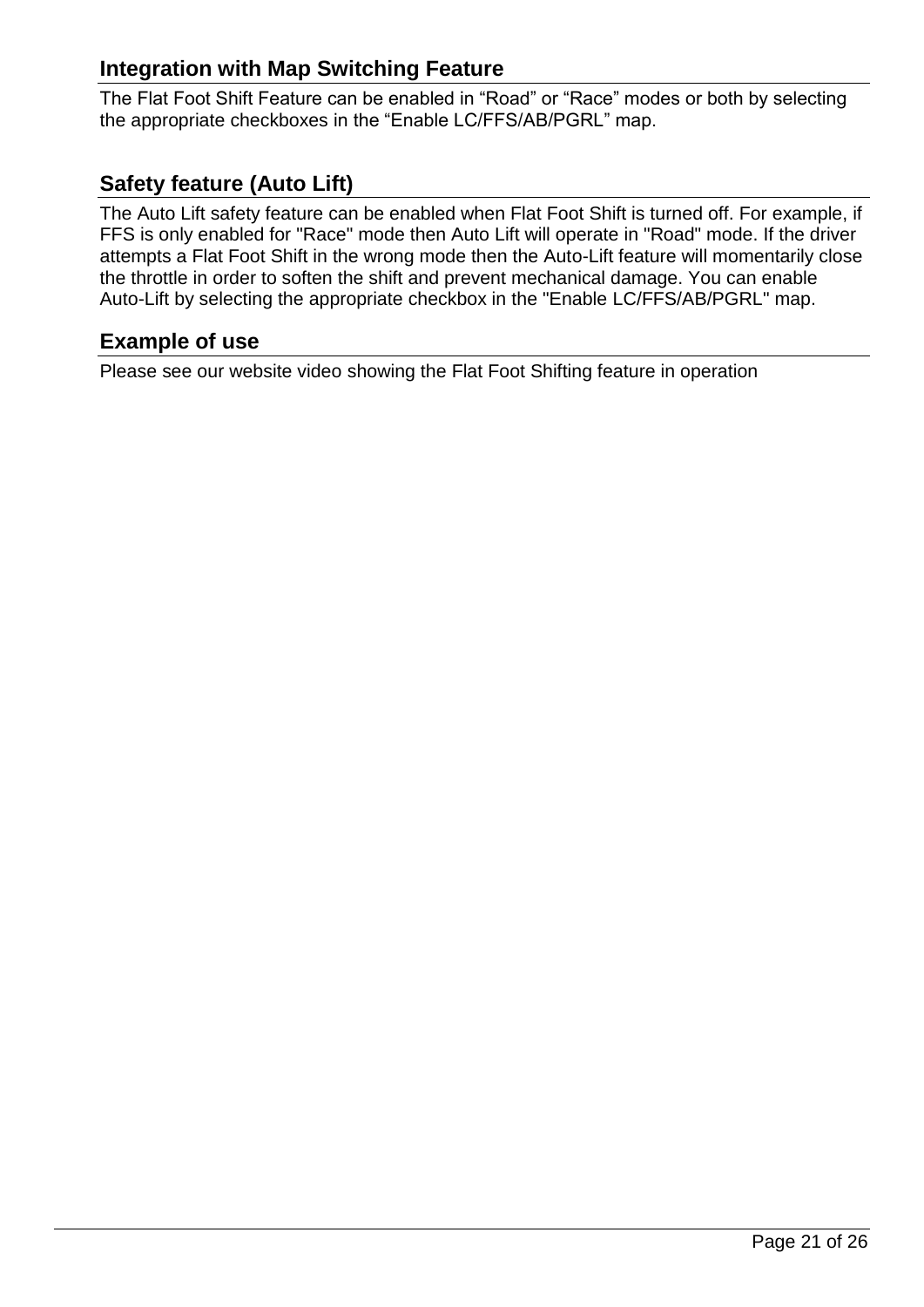## Integration with Map Switching Feature

The Flat Foot Shift Feature can be enabled in “Road” or “Race” modes or both by selecting the appropriate checkboxes in the “Enable LC/FFS/AB/PGRL” map.

## Safety feature (Auto Lift)

The Auto Lift safety feature can be enabled when Flat Foot Shift is turned off. For example, if FFS is only enabled for "Race" mode then Auto Lift will operate in "Road" mode. If the driver attempts a Flat Foot Shift in the wrong mode then the Auto-Lift feature will momentarily close the throttle in order to soften the shift and prevent mechanical damage. You can enable Auto-Lift by selecting the appropriate checkbox in the "Enable LC/FFS/AB/PGRL" map.

## Example of use

Please see our website video showing the Flat Foot Shifting feature in operation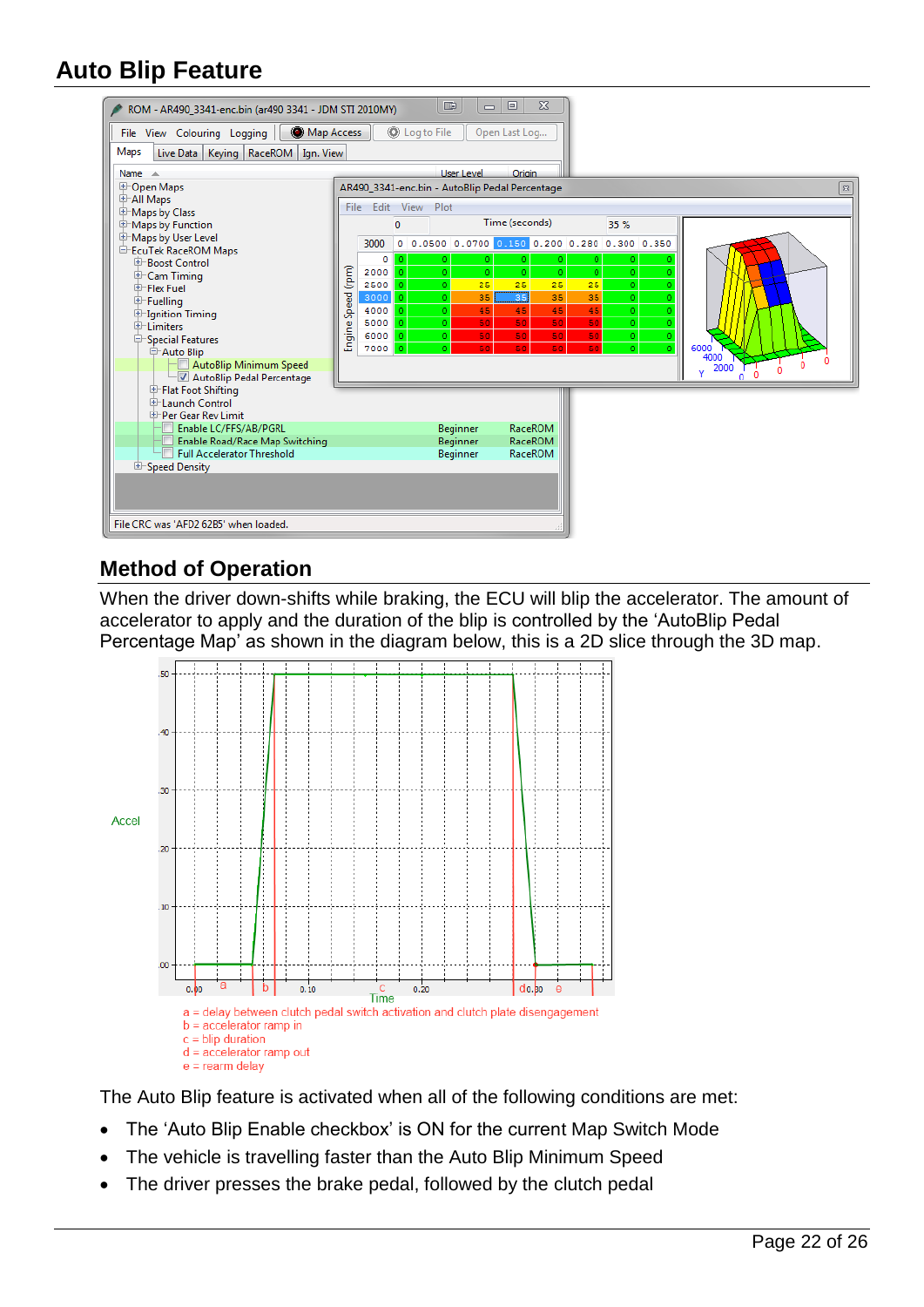# Auto Blip Feature

## Method of Operation

When the driver down-shifts while braking, the ECU will blip the accelerator. The amount of accelerator to apply and the duration of the blip is controlled by the 'AutoBlip Pedal Percentage Map' as shown in the diagram below, this is a 2D slice through the 3D map.

a = delay between clutch pedal switch activation and clutch plate disengagement
b = accelerator ramp in
c = blip duration
d = accelerator ramp out
e = rearm delay

The Auto Blip feature is activated when all of the following conditions are met:

- The 'Auto Blip Enable checkbox' is ON for the current Map Switch Mode
- The vehicle is travelling faster than the Auto Blip Minimum Speed
- The driver presses the brake pedal, followed by the clutch pedal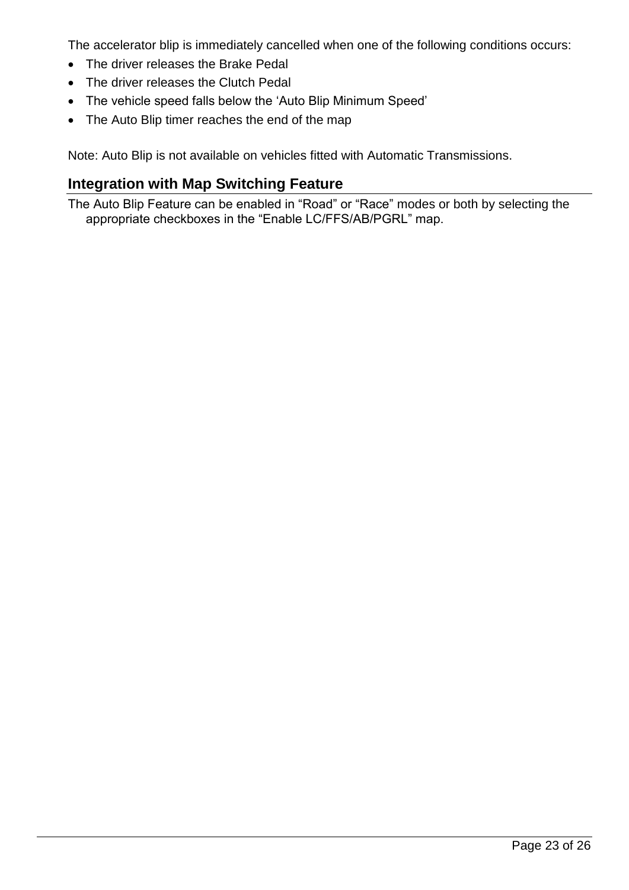The accelerator blip is immediately cancelled when one of the following conditions occurs:

- The driver releases the Brake Pedal
- The driver releases the Clutch Pedal
- The vehicle speed falls below the ‘Auto Blip Minimum Speed’
- The Auto Blip timer reaches the end of the map

Note: Auto Blip is not available on vehicles fitted with Automatic Transmissions.

## Integration with Map Switching Feature

The Auto Blip Feature can be enabled in “Road” or “Race” modes or both by selecting the appropriate checkboxes in the “Enable LC/FFS/AB/PGRL” map.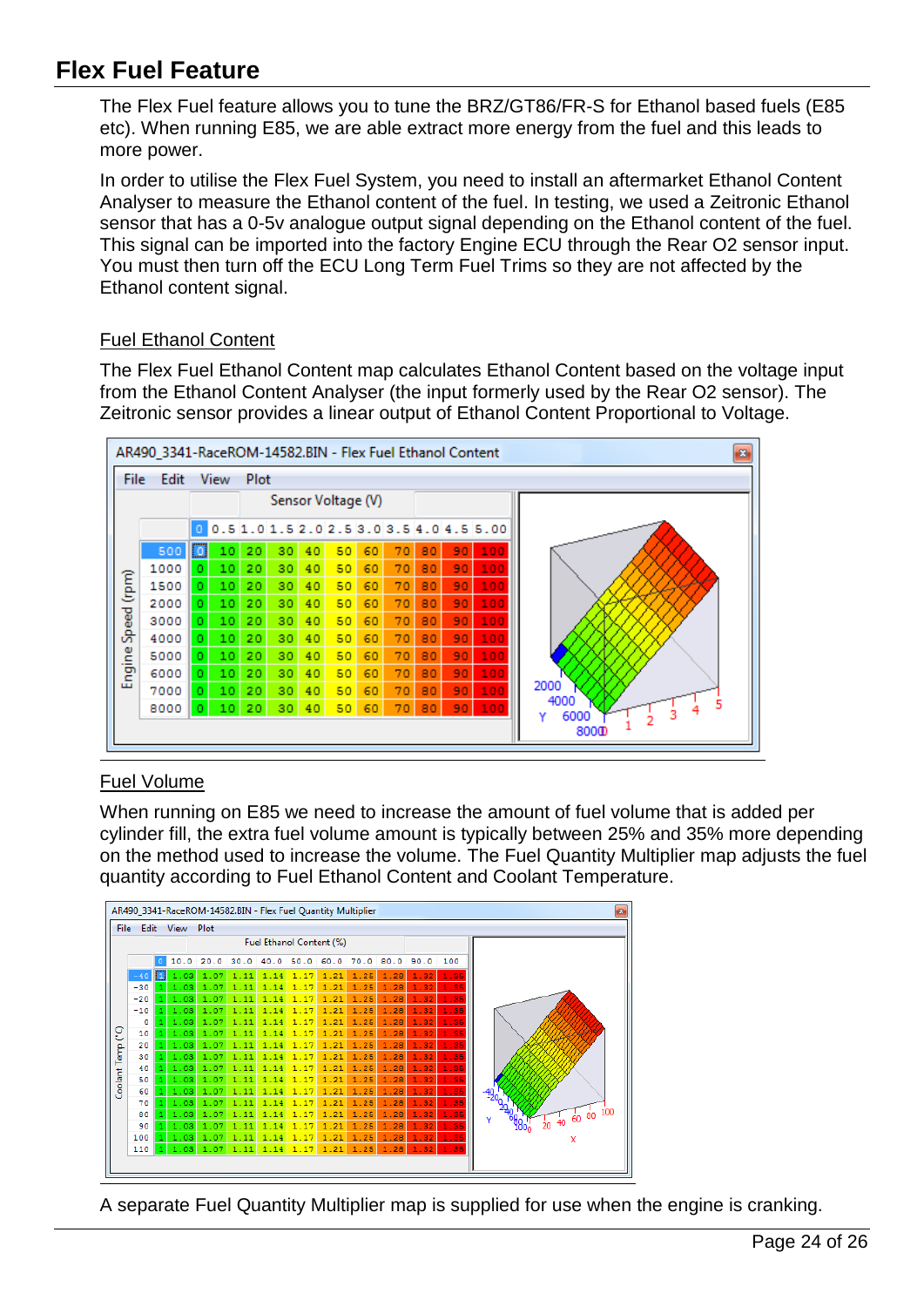# Flex Fuel Feature

The Flex Fuel feature allows you to tune the BRZ/GT86/FR-S for Ethanol based fuels (E85 etc). When running E85, we are able extract more energy from the fuel and this leads to more power.

In order to utilise the Flex Fuel System, you need to install an aftermarket Ethanol Content Analyser to measure the Ethanol content of the fuel. In testing, we used a Zeitronic Ethanol sensor that has a 0-5v analogue output signal depending on the Ethanol content of the fuel. This signal can be imported into the factory Engine ECU through the Rear O2 sensor input. You must then turn off the ECU Long Term Fuel Trims so they are not affected by the Ethanol content signal.

## Fuel Ethanol Content

The Flex Fuel Ethanol Content map calculates Ethanol Content based on the voltage input from the Ethanol Content Analyser (the input formerly used by the Rear O2 sensor). The Zeitronic sensor provides a linear output of Ethanol Content Proportional to Voltage.

AR490_3341-RaceROM-14582.BIN - Flex Fuel Ethanol Content

| Engine Speed (rpm) \ Sensor Voltage (V) | 0 | 0.5 | 1.0 | 1.5 | 2.0 | 2.5 | 3.0 | 3.5 | 4.0 | 4.5 | 5.00 |
|---|---|---|---|---|---|---|---|---|---|---|---|
| 500 | 0 | 10 | 20 | 30 | 40 | 50 | 60 | 70 | 80 | 90 | 100 |
| 1000 | 0 | 10 | 20 | 30 | 40 | 50 | 60 | 70 | 80 | 90 | 100 |
| 1500 | 0 | 10 | 20 | 30 | 40 | 50 | 60 | 70 | 80 | 90 | 100 |
| 2000 | 0 | 10 | 20 | 30 | 40 | 50 | 60 | 70 | 80 | 90 | 100 |
| 3000 | 0 | 10 | 20 | 30 | 40 | 50 | 60 | 70 | 80 | 90 | 100 |
| 4000 | 0 | 10 | 20 | 30 | 40 | 50 | 60 | 70 | 80 | 90 | 100 |
| 5000 | 0 | 10 | 20 | 30 | 40 | 50 | 60 | 70 | 80 | 90 | 100 |
| 6000 | 0 | 10 | 20 | 30 | 40 | 50 | 60 | 70 | 80 | 90 | 100 |
| 7000 | 0 | 10 | 20 | 30 | 40 | 50 | 60 | 70 | 80 | 90 | 100 |
| 8000 | 0 | 10 | 20 | 30 | 40 | 50 | 60 | 70 | 80 | 90 | 100 |

## Fuel Volume

When running on E85 we need to increase the amount of fuel volume that is added per cylinder fill, the extra fuel volume amount is typically between 25% and 35% more depending on the method used to increase the volume. The Fuel Quantity Multiplier map adjusts the fuel quantity according to Fuel Ethanol Content and Coolant Temperature.

AR490_3341-RaceROM-14582.BIN - Flex Fuel Quantity Multiplier

| Coolant Temp (°C) \ Fuel Ethanol Content (%) | 0 | 10.0 | 20.0 | 30.0 | 40.0 | 50.0 | 60.0 | 70.0 | 80.0 | 90.0 | 100 |
|---|---|---|---|---|---|---|---|---|---|---|---|
| -40 | 1 | 1.03 | 1.07 | 1.11 | 1.14 | 1.17 | 1.21 | 1.25 | 1.28 | 1.32 | 1.35 |
| -30 | 1 | 1.03 | 1.07 | 1.11 | 1.14 | 1.17 | 1.21 | 1.25 | 1.28 | 1.32 | 1.35 |
| -20 | 1 | 1.03 | 1.07 | 1.11 | 1.14 | 1.17 | 1.21 | 1.25 | 1.28 | 1.32 | 1.35 |
| -10 | 1 | 1.03 | 1.07 | 1.11 | 1.14 | 1.17 | 1.21 | 1.25 | 1.28 | 1.32 | 1.35 |
| 0 | 1 | 1.03 | 1.07 | 1.11 | 1.14 | 1.17 | 1.21 | 1.25 | 1.28 | 1.32 | 1.35 |
| 10 | 1 | 1.03 | 1.07 | 1.11 | 1.14 | 1.17 | 1.21 | 1.25 | 1.28 | 1.32 | 1.35 |
| 20 | 1 | 1.03 | 1.07 | 1.11 | 1.14 | 1.17 | 1.21 | 1.25 | 1.28 | 1.32 | 1.35 |
| 30 | 1 | 1.03 | 1.07 | 1.11 | 1.14 | 1.17 | 1.21 | 1.25 | 1.28 | 1.32 | 1.35 |
| 40 | 1 | 1.03 | 1.07 | 1.11 | 1.14 | 1.17 | 1.21 | 1.25 | 1.28 | 1.32 | 1.35 |
| 50 | 1 | 1.03 | 1.07 | 1.11 | 1.14 | 1.17 | 1.21 | 1.25 | 1.28 | 1.32 | 1.35 |
| 60 | 1 | 1.03 | 1.07 | 1.11 | 1.14 | 1.17 | 1.21 | 1.25 | 1.28 | 1.32 | 1.35 |
| 70 | 1 | 1.03 | 1.07 | 1.11 | 1.14 | 1.17 | 1.21 | 1.25 | 1.28 | 1.32 | 1.35 |
| 80 | 1 | 1.03 | 1.07 | 1.11 | 1.14 | 1.17 | 1.21 | 1.25 | 1.28 | 1.32 | 1.35 |
| 90 | 1 | 1.03 | 1.07 | 1.11 | 1.14 | 1.17 | 1.21 | 1.25 | 1.28 | 1.32 | 1.35 |
| 100 | 1 | 1.03 | 1.07 | 1.11 | 1.14 | 1.17 | 1.21 | 1.25 | 1.28 | 1.32 | 1.35 |
| 110 | 1 | 1.03 | 1.07 | 1.11 | 1.14 | 1.17 | 1.21 | 1.25 | 1.28 | 1.32 | 1.35 |

A separate Fuel Quantity Multiplier map is supplied for use when the engine is cranking.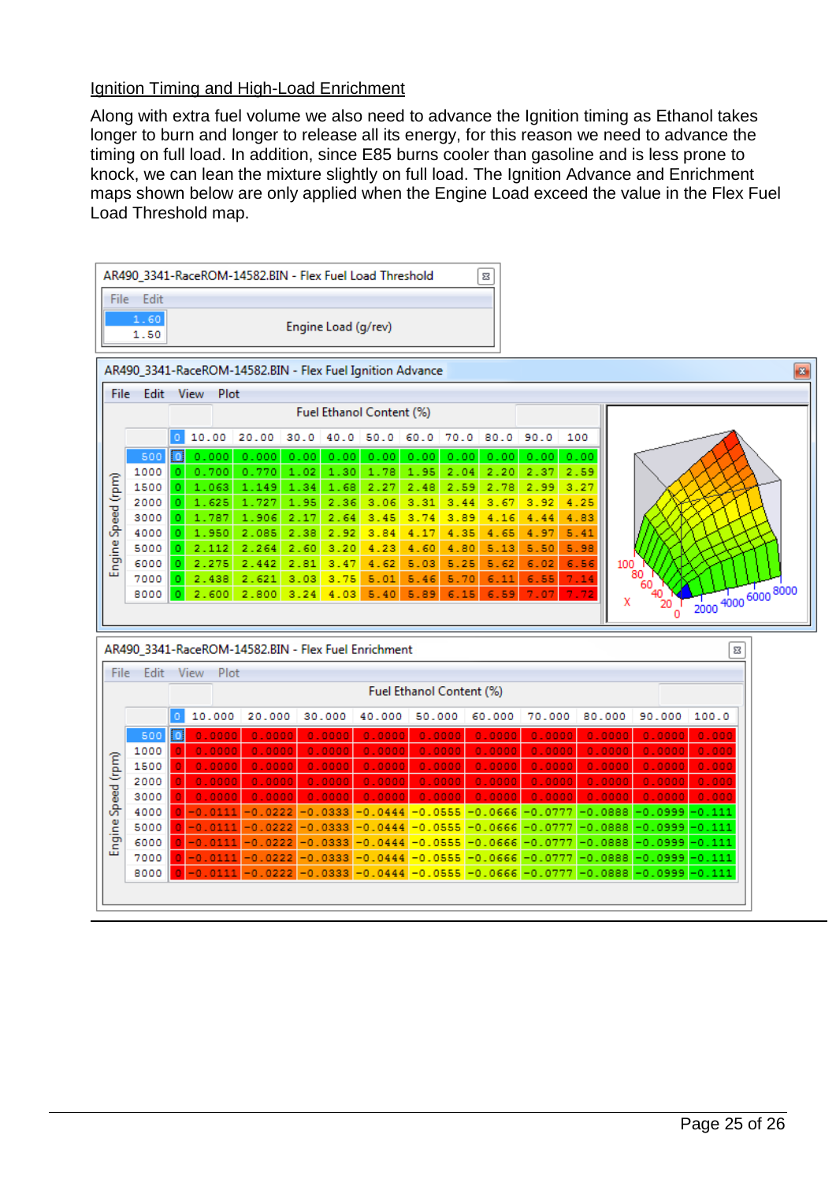## Ignition Timing and High-Load Enrichment

Along with extra fuel volume we also need to advance the Ignition timing as Ethanol takes longer to burn and longer to release all its energy, for this reason we need to advance the timing on full load. In addition, since E85 burns cooler than gasoline and is less prone to knock, we can lean the mixture slightly on full load. The Ignition Advance and Enrichment maps shown below are only applied when the Engine Load exceed the value in the Flex Fuel Load Threshold map.

AR490_3341-RaceROM-14582.BIN - Flex Fuel Load Threshold

| Engine Load (g/rev) |
|---|
| 1.60 |
| 1.50 |

AR490_3341-RaceROM-14582.BIN - Flex Fuel Ignition Advance

Fuel Ethanol Content (%) / Engine Speed (rpm)

| | 0 | 10.00 | 20.00 | 30.0 | 40.0 | 50.0 | 60.0 | 70.0 | 80.0 | 90.0 | 100 |
|---|---|---|---|---|---|---|---|---|---|---|---|
| 500 | 0 | 0.000 | 0.000 | 0.00 | 0.00 | 0.00 | 0.00 | 0.00 | 0.00 | 0.00 | 0.00 |
| 1000 | 0 | 0.700 | 0.770 | 1.02 | 1.30 | 1.78 | 1.95 | 2.04 | 2.20 | 2.37 | 2.59 |
| 1500 | 0 | 1.063 | 1.149 | 1.34 | 1.68 | 2.27 | 2.48 | 2.59 | 2.78 | 2.99 | 3.27 |
| 2000 | 0 | 1.625 | 1.727 | 1.95 | 2.36 | 3.06 | 3.31 | 3.44 | 3.67 | 3.92 | 4.25 |
| 3000 | 0 | 1.787 | 1.906 | 2.17 | 2.64 | 3.45 | 3.74 | 3.89 | 4.16 | 4.44 | 4.83 |
| 4000 | 0 | 1.950 | 2.085 | 2.38 | 2.92 | 3.84 | 4.17 | 4.35 | 4.65 | 4.97 | 5.41 |
| 5000 | 0 | 2.112 | 2.264 | 2.60 | 3.20 | 4.23 | 4.60 | 4.80 | 5.13 | 5.50 | 5.98 |
| 6000 | 0 | 2.275 | 2.442 | 2.81 | 3.47 | 4.62 | 5.03 | 5.25 | 5.62 | 6.02 | 6.56 |
| 7000 | 0 | 2.438 | 2.621 | 3.03 | 3.75 | 5.01 | 5.46 | 5.70 | 6.11 | 6.55 | 7.14 |
| 8000 | 0 | 2.600 | 2.800 | 3.24 | 4.03 | 5.40 | 5.89 | 6.15 | 6.59 | 7.07 | 7.72 |

AR490_3341-RaceROM-14582.BIN - Flex Fuel Enrichment

Fuel Ethanol Content (%) / Engine Speed (rpm)

| | 0 | 10.000 | 20.000 | 30.000 | 40.000 | 50.000 | 60.000 | 70.000 | 80.000 | 90.000 | 100.0 |
|---|---|---|---|---|---|---|---|---|---|---|---|
| 500 | 0 | 0.0000 | 0.0000 | 0.0000 | 0.0000 | 0.0000 | 0.0000 | 0.0000 | 0.0000 | 0.0000 | 0.000 |
| 1000 | 0 | 0.0000 | 0.0000 | 0.0000 | 0.0000 | 0.0000 | 0.0000 | 0.0000 | 0.0000 | 0.0000 | 0.000 |
| 1500 | 0 | 0.0000 | 0.0000 | 0.0000 | 0.0000 | 0.0000 | 0.0000 | 0.0000 | 0.0000 | 0.0000 | 0.000 |
| 2000 | 0 | 0.0000 | 0.0000 | 0.0000 | 0.0000 | 0.0000 | 0.0000 | 0.0000 | 0.0000 | 0.0000 | 0.000 |
| 3000 | 0 | 0.0000 | 0.0000 | 0.0000 | 0.0000 | 0.0000 | 0.0000 | 0.0000 | 0.0000 | 0.0000 | 0.000 |
| 4000 | 0 | -0.0111 | -0.0222 | -0.0333 | -0.0444 | -0.0555 | -0.0666 | -0.0777 | -0.0888 | -0.0999 | -0.111 |
| 5000 | 0 | -0.0111 | -0.0222 | -0.0333 | -0.0444 | -0.0555 | -0.0666 | -0.0777 | -0.0888 | -0.0999 | -0.111 |
| 6000 | 0 | -0.0111 | -0.0222 | -0.0333 | -0.0444 | -0.0555 | -0.0666 | -0.0777 | -0.0888 | -0.0999 | -0.111 |
| 7000 | 0 | -0.0111 | -0.0222 | -0.0333 | -0.0444 | -0.0555 | -0.0666 | -0.0777 | -0.0888 | -0.0999 | -0.111 |
| 8000 | 0 | -0.0111 | -0.0222 | -0.0333 | -0.0444 | -0.0555 | -0.0666 | -0.0777 | -0.0888 | -0.0999 | -0.111 |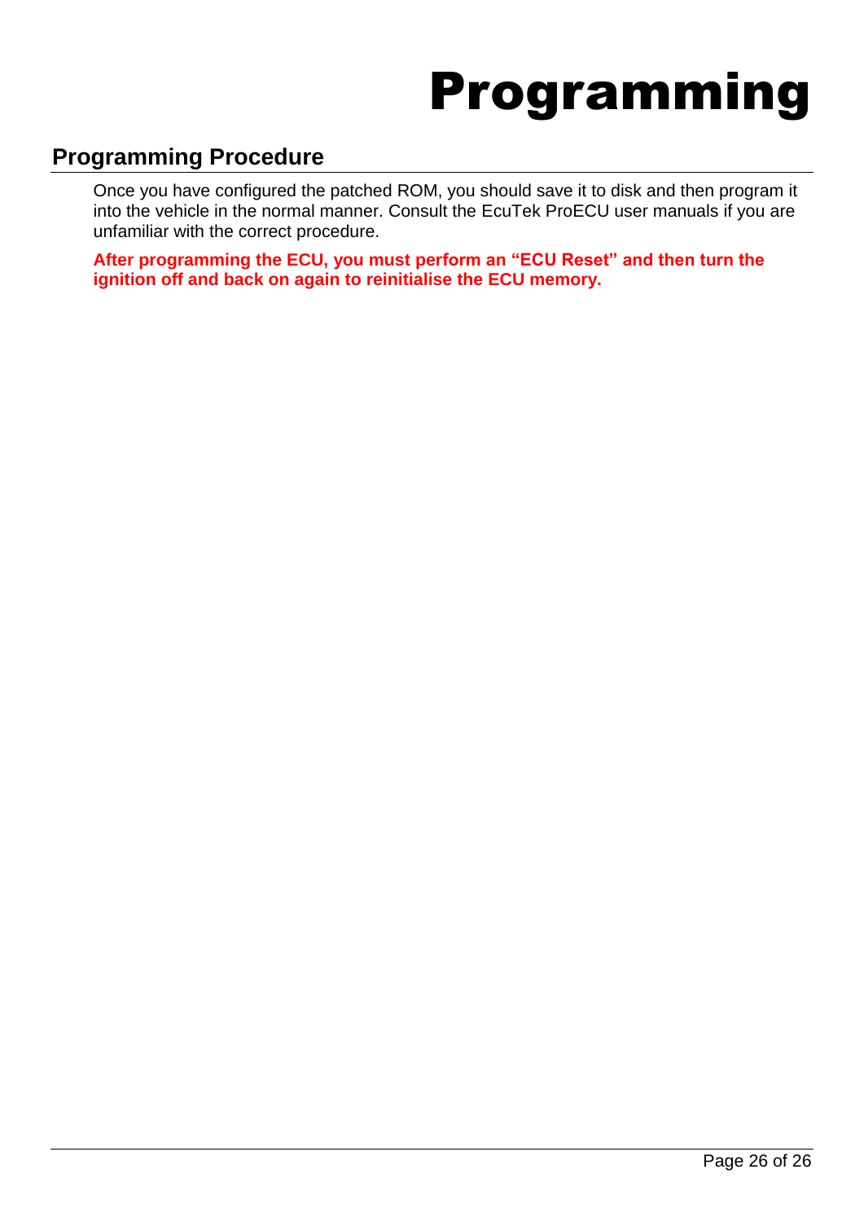# Programming

## Programming Procedure

Once you have configured the patched ROM, you should save it to disk and then program it into the vehicle in the normal manner. Consult the EcuTek ProECU user manuals if you are unfamiliar with the correct procedure.

**After programming the ECU, you must perform an "ECU Reset" and then turn the ignition off and back on again to reinitialise the ECU memory.**